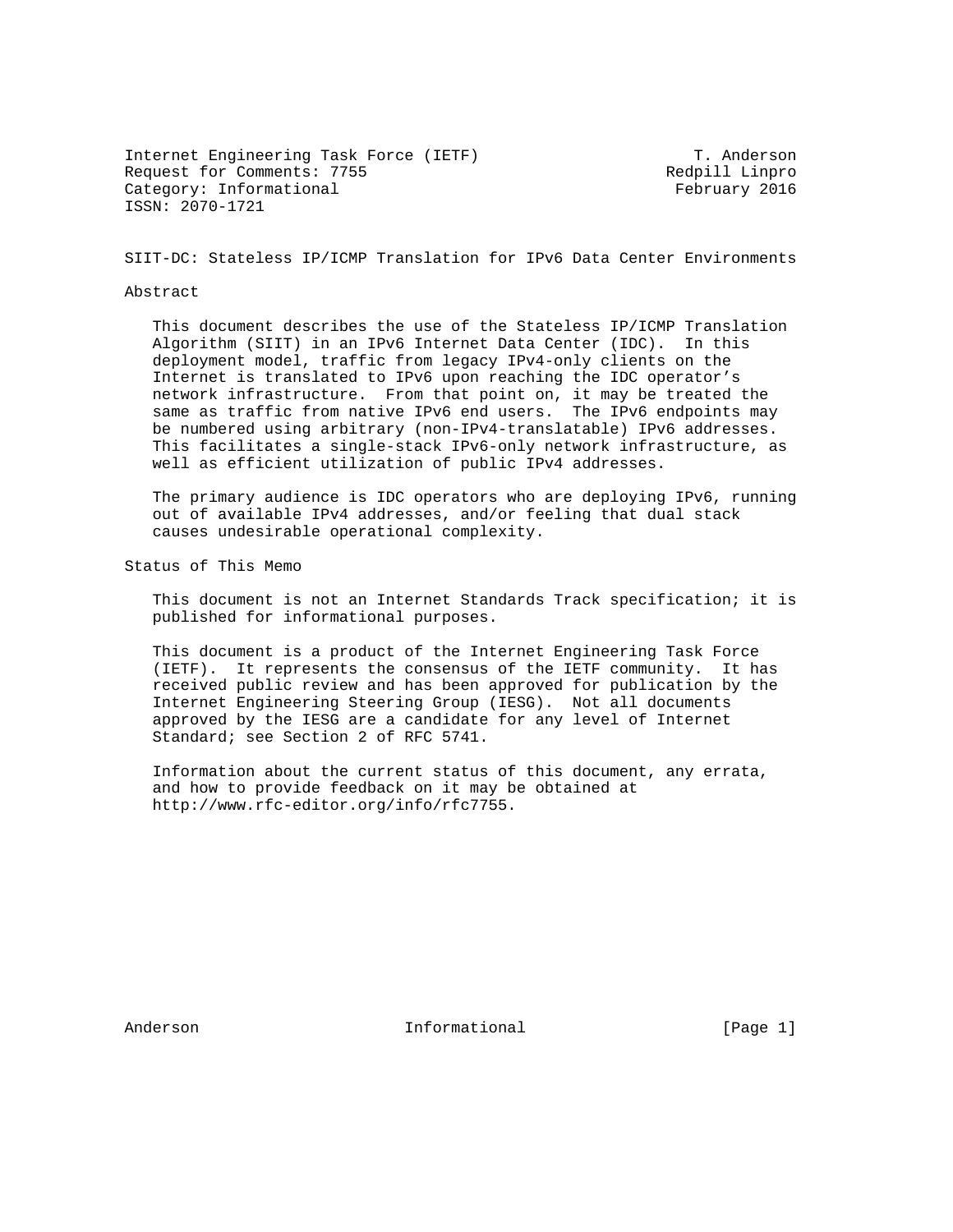Internet Engineering Task Force (IETF) T. Anderson
Request for Comments: 7755 Redpill Linpro
Category: Informational February 2016
ISSN: 2070-1721

# SIIT-DC: Stateless IP/ICMP Translation for IPv6 Data Center Environments

## Abstract

This document describes the use of the Stateless IP/ICMP Translation Algorithm (SIIT) in an IPv6 Internet Data Center (IDC). In this deployment model, traffic from legacy IPv4-only clients on the Internet is translated to IPv6 upon reaching the IDC operator's network infrastructure. From that point on, it may be treated the same as traffic from native IPv6 end users. The IPv6 endpoints may be numbered using arbitrary (non-IPv4-translatable) IPv6 addresses. This facilitates a single-stack IPv6-only network infrastructure, as well as efficient utilization of public IPv4 addresses.

The primary audience is IDC operators who are deploying IPv6, running out of available IPv4 addresses, and/or feeling that dual stack causes undesirable operational complexity.

## Status of This Memo

This document is not an Internet Standards Track specification; it is published for informational purposes.

This document is a product of the Internet Engineering Task Force (IETF). It represents the consensus of the IETF community. It has received public review and has been approved for publication by the Internet Engineering Steering Group (IESG). Not all documents approved by the IESG are a candidate for any level of Internet Standard; see Section 2 of RFC 5741.

Information about the current status of this document, any errata, and how to provide feedback on it may be obtained at http://www.rfc-editor.org/info/rfc7755.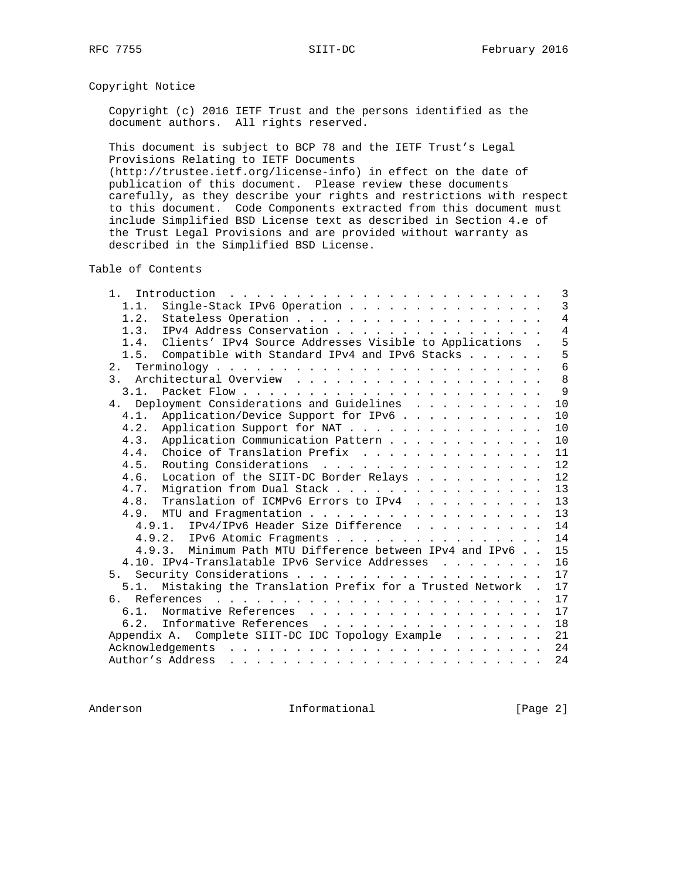## Copyright Notice

Copyright (c) 2016 IETF Trust and the persons identified as the document authors. All rights reserved.

This document is subject to BCP 78 and the IETF Trust's Legal Provisions Relating to IETF Documents (http://trustee.ietf.org/license-info) in effect on the date of publication of this document. Please review these documents carefully, as they describe your rights and restrictions with respect to this document. Code Components extracted from this document must include Simplified BSD License text as described in Section 4.e of the Trust Legal Provisions and are provided without warranty as described in the Simplified BSD License.

## Table of Contents

```
   1.  Introduction . . . . . . . . . . . . . . . . . . . . . . . .   3
     1.1.  Single-Stack IPv6 Operation . . . . . . . . . . . . . . .   3
     1.2.  Stateless Operation . . . . . . . . . . . . . . . . . . .   4
     1.3.  IPv4 Address Conservation . . . . . . . . . . . . . . . .   4
     1.4.  Clients' IPv4 Source Addresses Visible to Applications  .   5
     1.5.  Compatible with Standard IPv4 and IPv6 Stacks . . . . . .   5
   2.  Terminology . . . . . . . . . . . . . . . . . . . . . . . . .   6
   3.  Architectural Overview  . . . . . . . . . . . . . . . . . . .   8
     3.1.  Packet Flow . . . . . . . . . . . . . . . . . . . . . . .   9
   4.  Deployment Considerations and Guidelines  . . . . . . . . . .  10
     4.1.  Application/Device Support for IPv6 . . . . . . . . . . .  10
     4.2.  Application Support for NAT . . . . . . . . . . . . . . .  10
     4.3.  Application Communication Pattern . . . . . . . . . . . .  10
     4.4.  Choice of Translation Prefix  . . . . . . . . . . . . . .  11
     4.5.  Routing Considerations  . . . . . . . . . . . . . . . . .  12
     4.6.  Location of the SIIT-DC Border Relays . . . . . . . . . .  12
     4.7.  Migration from Dual Stack . . . . . . . . . . . . . . . .  13
     4.8.  Translation of ICMPv6 Errors to IPv4  . . . . . . . . . .  13
     4.9.  MTU and Fragmentation . . . . . . . . . . . . . . . . . .  13
       4.9.1.  IPv4/IPv6 Header Size Difference  . . . . . . . . . .  14
       4.9.2.  IPv6 Atomic Fragments . . . . . . . . . . . . . . . .  14
       4.9.3.  Minimum Path MTU Difference between IPv4 and IPv6 . .  15
     4.10. IPv4-Translatable IPv6 Service Addresses  . . . . . . . .  16
   5.  Security Considerations . . . . . . . . . . . . . . . . . . .  17
     5.1.  Mistaking the Translation Prefix for a Trusted Network  .  17
   6.  References  . . . . . . . . . . . . . . . . . . . . . . . . .  17
     6.1.  Normative References  . . . . . . . . . . . . . . . . . .  17
     6.2.  Informative References  . . . . . . . . . . . . . . . . .  18
   Appendix A.  Complete SIIT-DC IDC Topology Example  . . . . . . .  21
   Acknowledgements  . . . . . . . . . . . . . . . . . . . . . . . .  24
   Author's Address  . . . . . . . . . . . . . . . . . . . . . . . .  24
```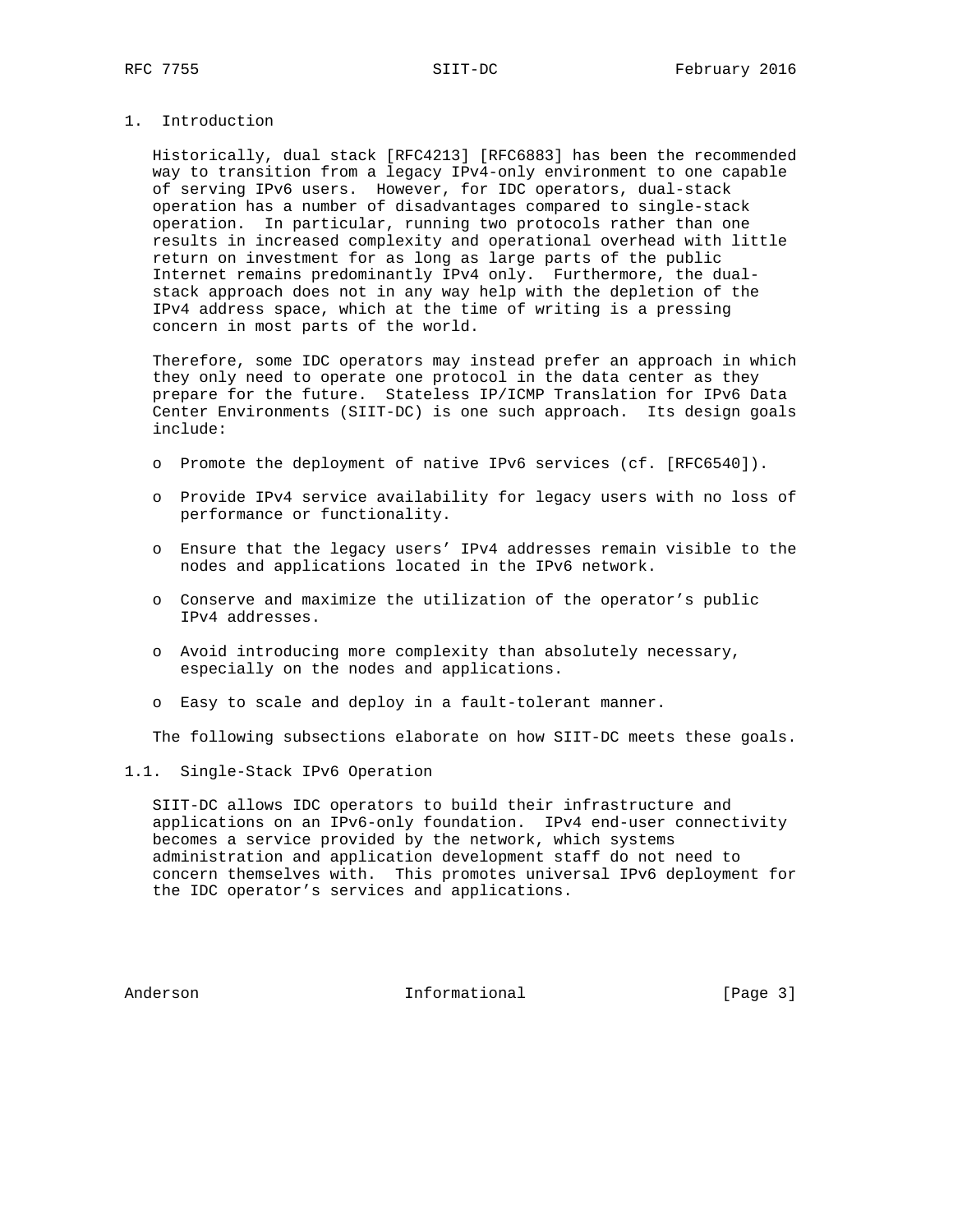# 1. Introduction

Historically, dual stack [RFC4213] [RFC6883] has been the recommended way to transition from a legacy IPv4-only environment to one capable of serving IPv6 users. However, for IDC operators, dual-stack operation has a number of disadvantages compared to single-stack operation. In particular, running two protocols rather than one results in increased complexity and operational overhead with little return on investment for as long as large parts of the public Internet remains predominantly IPv4 only. Furthermore, the dual-stack approach does not in any way help with the depletion of the IPv4 address space, which at the time of writing is a pressing concern in most parts of the world.

Therefore, some IDC operators may instead prefer an approach in which they only need to operate one protocol in the data center as they prepare for the future. Stateless IP/ICMP Translation for IPv6 Data Center Environments (SIIT-DC) is one such approach. Its design goals include:

- Promote the deployment of native IPv6 services (cf. [RFC6540]).
- Provide IPv4 service availability for legacy users with no loss of performance or functionality.
- Ensure that the legacy users' IPv4 addresses remain visible to the nodes and applications located in the IPv6 network.
- Conserve and maximize the utilization of the operator's public IPv4 addresses.
- Avoid introducing more complexity than absolutely necessary, especially on the nodes and applications.
- Easy to scale and deploy in a fault-tolerant manner.

The following subsections elaborate on how SIIT-DC meets these goals.

## 1.1. Single-Stack IPv6 Operation

SIIT-DC allows IDC operators to build their infrastructure and applications on an IPv6-only foundation. IPv4 end-user connectivity becomes a service provided by the network, which systems administration and application development staff do not need to concern themselves with. This promotes universal IPv6 deployment for the IDC operator's services and applications.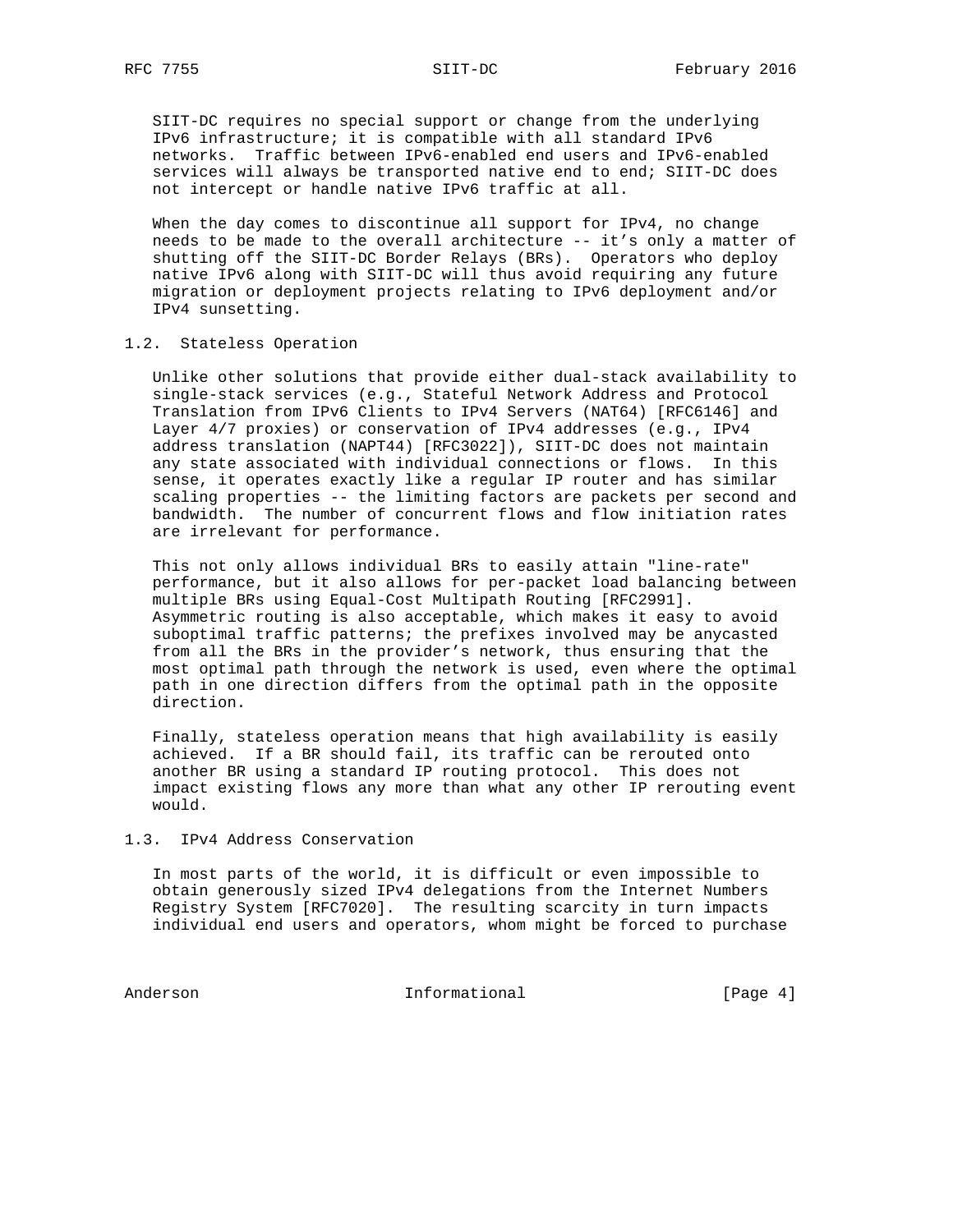SIIT-DC requires no special support or change from the underlying IPv6 infrastructure; it is compatible with all standard IPv6 networks. Traffic between IPv6-enabled end users and IPv6-enabled services will always be transported native end to end; SIIT-DC does not intercept or handle native IPv6 traffic at all.

When the day comes to discontinue all support for IPv4, no change needs to be made to the overall architecture -- it's only a matter of shutting off the SIIT-DC Border Relays (BRs). Operators who deploy native IPv6 along with SIIT-DC will thus avoid requiring any future migration or deployment projects relating to IPv6 deployment and/or IPv4 sunsetting.

## 1.2. Stateless Operation

Unlike other solutions that provide either dual-stack availability to single-stack services (e.g., Stateful Network Address and Protocol Translation from IPv6 Clients to IPv4 Servers (NAT64) [RFC6146] and Layer 4/7 proxies) or conservation of IPv4 addresses (e.g., IPv4 address translation (NAPT44) [RFC3022]), SIIT-DC does not maintain any state associated with individual connections or flows. In this sense, it operates exactly like a regular IP router and has similar scaling properties -- the limiting factors are packets per second and bandwidth. The number of concurrent flows and flow initiation rates are irrelevant for performance.

This not only allows individual BRs to easily attain "line-rate" performance, but it also allows for per-packet load balancing between multiple BRs using Equal-Cost Multipath Routing [RFC2991]. Asymmetric routing is also acceptable, which makes it easy to avoid suboptimal traffic patterns; the prefixes involved may be anycasted from all the BRs in the provider's network, thus ensuring that the most optimal path through the network is used, even where the optimal path in one direction differs from the optimal path in the opposite direction.

Finally, stateless operation means that high availability is easily achieved. If a BR should fail, its traffic can be rerouted onto another BR using a standard IP routing protocol. This does not impact existing flows any more than what any other IP rerouting event would.

## 1.3. IPv4 Address Conservation

In most parts of the world, it is difficult or even impossible to obtain generously sized IPv4 delegations from the Internet Numbers Registry System [RFC7020]. The resulting scarcity in turn impacts individual end users and operators, whom might be forced to purchase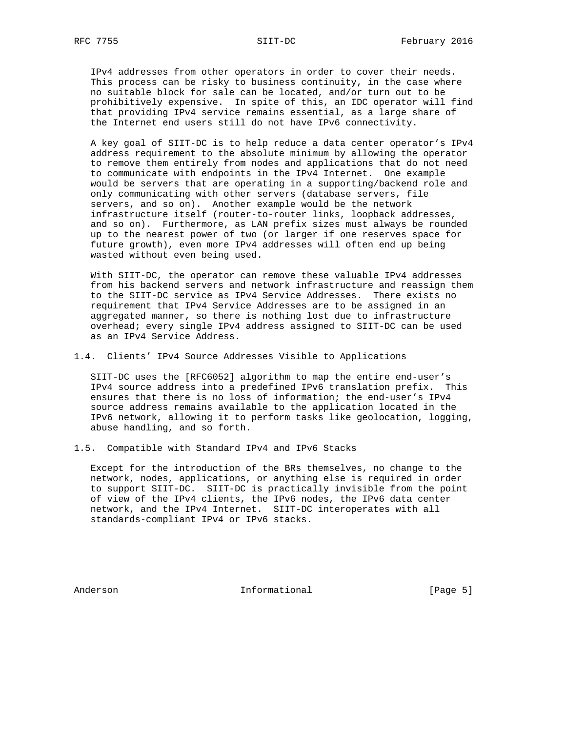IPv4 addresses from other operators in order to cover their needs. This process can be risky to business continuity, in the case where no suitable block for sale can be located, and/or turn out to be prohibitively expensive. In spite of this, an IDC operator will find that providing IPv4 service remains essential, as a large share of the Internet end users still do not have IPv6 connectivity.

A key goal of SIIT-DC is to help reduce a data center operator's IPv4 address requirement to the absolute minimum by allowing the operator to remove them entirely from nodes and applications that do not need to communicate with endpoints in the IPv4 Internet. One example would be servers that are operating in a supporting/backend role and only communicating with other servers (database servers, file servers, and so on). Another example would be the network infrastructure itself (router-to-router links, loopback addresses, and so on). Furthermore, as LAN prefix sizes must always be rounded up to the nearest power of two (or larger if one reserves space for future growth), even more IPv4 addresses will often end up being wasted without even being used.

With SIIT-DC, the operator can remove these valuable IPv4 addresses from his backend servers and network infrastructure and reassign them to the SIIT-DC service as IPv4 Service Addresses. There exists no requirement that IPv4 Service Addresses are to be assigned in an aggregated manner, so there is nothing lost due to infrastructure overhead; every single IPv4 address assigned to SIIT-DC can be used as an IPv4 Service Address.

## 1.4. Clients' IPv4 Source Addresses Visible to Applications

SIIT-DC uses the [RFC6052] algorithm to map the entire end-user's IPv4 source address into a predefined IPv6 translation prefix. This ensures that there is no loss of information; the end-user's IPv4 source address remains available to the application located in the IPv6 network, allowing it to perform tasks like geolocation, logging, abuse handling, and so forth.

## 1.5. Compatible with Standard IPv4 and IPv6 Stacks

Except for the introduction of the BRs themselves, no change to the network, nodes, applications, or anything else is required in order to support SIIT-DC. SIIT-DC is practically invisible from the point of view of the IPv4 clients, the IPv6 nodes, the IPv6 data center network, and the IPv4 Internet. SIIT-DC interoperates with all standards-compliant IPv4 or IPv6 stacks.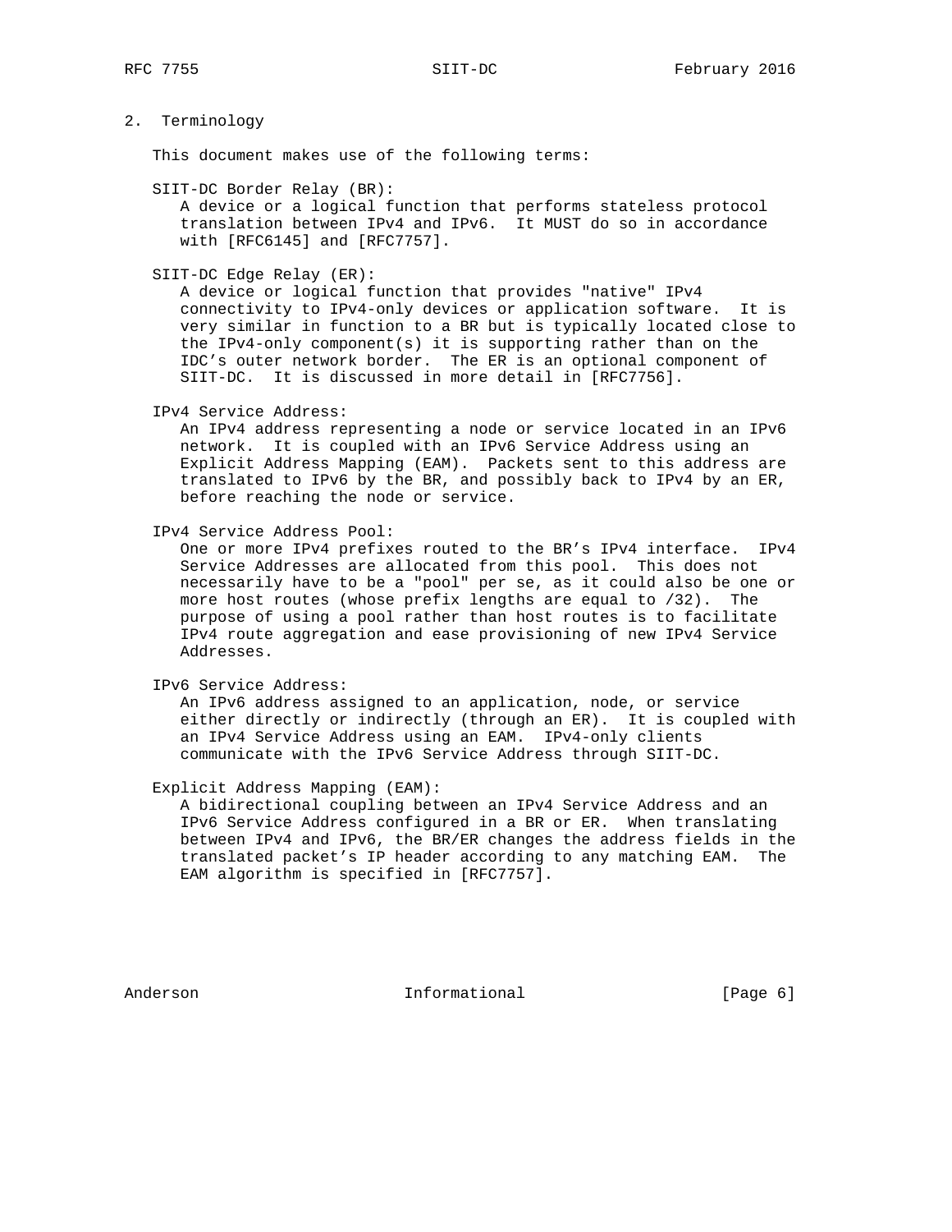## 2. Terminology

This document makes use of the following terms:

SIIT-DC Border Relay (BR):
A device or a logical function that performs stateless protocol translation between IPv4 and IPv6. It MUST do so in accordance with [RFC6145] and [RFC7757].

SIIT-DC Edge Relay (ER):
A device or logical function that provides "native" IPv4 connectivity to IPv4-only devices or application software. It is very similar in function to a BR but is typically located close to the IPv4-only component(s) it is supporting rather than on the IDC's outer network border. The ER is an optional component of SIIT-DC. It is discussed in more detail in [RFC7756].

IPv4 Service Address:
An IPv4 address representing a node or service located in an IPv6 network. It is coupled with an IPv6 Service Address using an Explicit Address Mapping (EAM). Packets sent to this address are translated to IPv6 by the BR, and possibly back to IPv4 by an ER, before reaching the node or service.

IPv4 Service Address Pool:
One or more IPv4 prefixes routed to the BR's IPv4 interface. IPv4 Service Addresses are allocated from this pool. This does not necessarily have to be a "pool" per se, as it could also be one or more host routes (whose prefix lengths are equal to /32). The purpose of using a pool rather than host routes is to facilitate IPv4 route aggregation and ease provisioning of new IPv4 Service Addresses.

IPv6 Service Address:
An IPv6 address assigned to an application, node, or service either directly or indirectly (through an ER). It is coupled with an IPv4 Service Address using an EAM. IPv4-only clients communicate with the IPv6 Service Address through SIIT-DC.

Explicit Address Mapping (EAM):
A bidirectional coupling between an IPv4 Service Address and an IPv6 Service Address configured in a BR or ER. When translating between IPv4 and IPv6, the BR/ER changes the address fields in the translated packet's IP header according to any matching EAM. The EAM algorithm is specified in [RFC7757].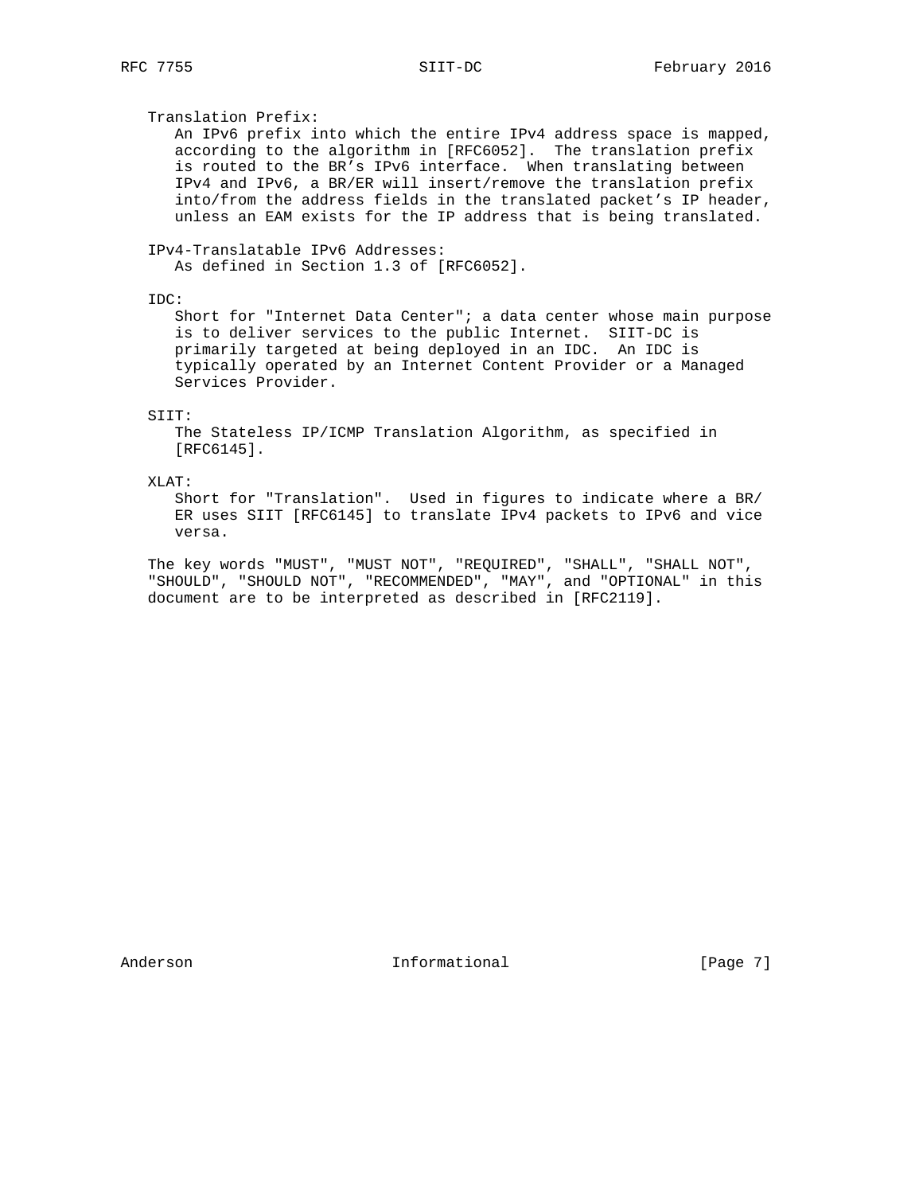Translation Prefix:
An IPv6 prefix into which the entire IPv4 address space is mapped, according to the algorithm in [RFC6052]. The translation prefix is routed to the BR's IPv6 interface. When translating between IPv4 and IPv6, a BR/ER will insert/remove the translation prefix into/from the address fields in the translated packet's IP header, unless an EAM exists for the IP address that is being translated.

IPv4-Translatable IPv6 Addresses:
As defined in Section 1.3 of [RFC6052].

IDC:
Short for "Internet Data Center"; a data center whose main purpose is to deliver services to the public Internet. SIIT-DC is primarily targeted at being deployed in an IDC. An IDC is typically operated by an Internet Content Provider or a Managed Services Provider.

SIIT:
The Stateless IP/ICMP Translation Algorithm, as specified in [RFC6145].

XLAT:
Short for "Translation". Used in figures to indicate where a BR/ER uses SIIT [RFC6145] to translate IPv4 packets to IPv6 and vice versa.

The key words "MUST", "MUST NOT", "REQUIRED", "SHALL", "SHALL NOT", "SHOULD", "SHOULD NOT", "RECOMMENDED", "MAY", and "OPTIONAL" in this document are to be interpreted as described in [RFC2119].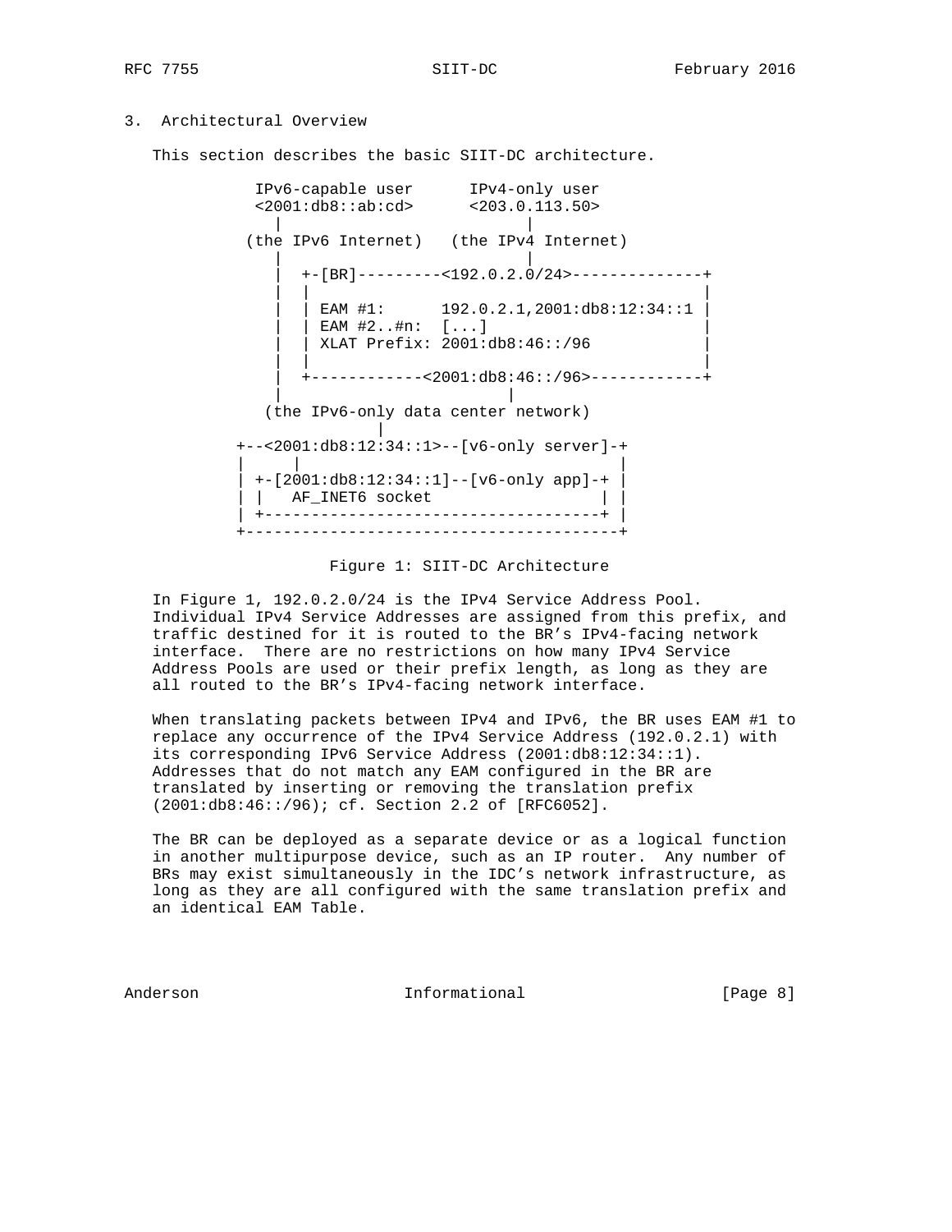## 3. Architectural Overview

This section describes the basic SIIT-DC architecture.

```
             IPv6-capable user      IPv4-only user
             <2001:db8::ab:cd>      <203.0.113.50>
               |                        |
            (the IPv6 Internet)   (the IPv4 Internet)
               |                        |
               |  +-[BR]---------<192.0.2.0/24>--------------+
               |  |                                           |
               |  | EAM #1:      192.0.2.1,2001:db8:12:34::1 |
               |  | EAM #2..#n:  [...]                        |
               |  | XLAT Prefix: 2001:db8:46::/96             |
               |  |                                           |
               |  +------------<2001:db8:46::/96>------------+
               |                          |
             (the IPv6-only data center network)
                             |
          +--<2001:db8:12:34::1>--[v6-only server]-+
          |    |                                    |
          | +-[2001:db8:12:34::1]--[v6-only app]-+ |
          | |   AF_INET6 socket                   | |
          | +------------------------------------+ |
          +----------------------------------------+
```

Figure 1: SIIT-DC Architecture

In Figure 1, 192.0.2.0/24 is the IPv4 Service Address Pool. Individual IPv4 Service Addresses are assigned from this prefix, and traffic destined for it is routed to the BR's IPv4-facing network interface. There are no restrictions on how many IPv4 Service Address Pools are used or their prefix length, as long as they are all routed to the BR's IPv4-facing network interface.

When translating packets between IPv4 and IPv6, the BR uses EAM #1 to replace any occurrence of the IPv4 Service Address (192.0.2.1) with its corresponding IPv6 Service Address (2001:db8:12:34::1). Addresses that do not match any EAM configured in the BR are translated by inserting or removing the translation prefix (2001:db8:46::/96); cf. Section 2.2 of [RFC6052].

The BR can be deployed as a separate device or as a logical function in another multipurpose device, such as an IP router. Any number of BRs may exist simultaneously in the IDC's network infrastructure, as long as they are all configured with the same translation prefix and an identical EAM Table.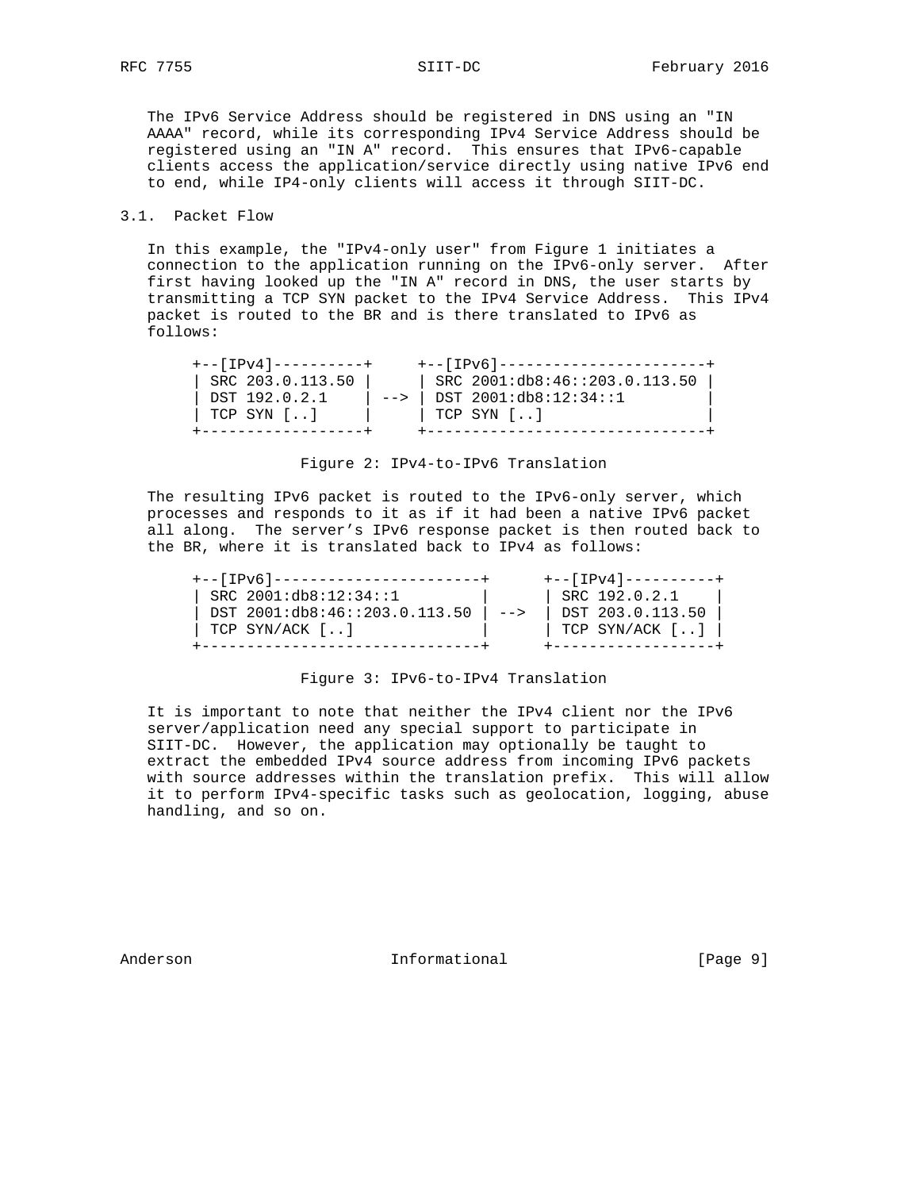The IPv6 Service Address should be registered in DNS using an "IN AAAA" record, while its corresponding IPv4 Service Address should be registered using an "IN A" record. This ensures that IPv6-capable clients access the application/service directly using native IPv6 end to end, while IP4-only clients will access it through SIIT-DC.

### 3.1. Packet Flow

In this example, the "IPv4-only user" from Figure 1 initiates a connection to the application running on the IPv6-only server. After first having looked up the "IN A" record in DNS, the user starts by transmitting a TCP SYN packet to the IPv4 Service Address. This IPv4 packet is routed to the BR and is there translated to IPv6 as follows:

```
+--[IPv4]----------+     +--[IPv6]-----------------------+
| SRC 203.0.113.50 |     | SRC 2001:db8:46::203.0.113.50 |
| DST 192.0.2.1    | --> | DST 2001:db8:12:34::1         |
| TCP SYN [..]     |     | TCP SYN [..]                  |
+------------------+     +-------------------------------+
```

Figure 2: IPv4-to-IPv6 Translation

The resulting IPv6 packet is routed to the IPv6-only server, which processes and responds to it as if it had been a native IPv6 packet all along. The server's IPv6 response packet is then routed back to the BR, where it is translated back to IPv4 as follows:

```
+--[IPv6]-----------------------+      +--[IPv4]----------+
| SRC 2001:db8:12:34::1         |      | SRC 192.0.2.1    |
| DST 2001:db8:46::203.0.113.50 | -->  | DST 203.0.113.50 |
| TCP SYN/ACK [..]              |      | TCP SYN/ACK [..] |
+-------------------------------+      +------------------+
```

Figure 3: IPv6-to-IPv4 Translation

It is important to note that neither the IPv4 client nor the IPv6 server/application need any special support to participate in SIIT-DC. However, the application may optionally be taught to extract the embedded IPv4 source address from incoming IPv6 packets with source addresses within the translation prefix. This will allow it to perform IPv4-specific tasks such as geolocation, logging, abuse handling, and so on.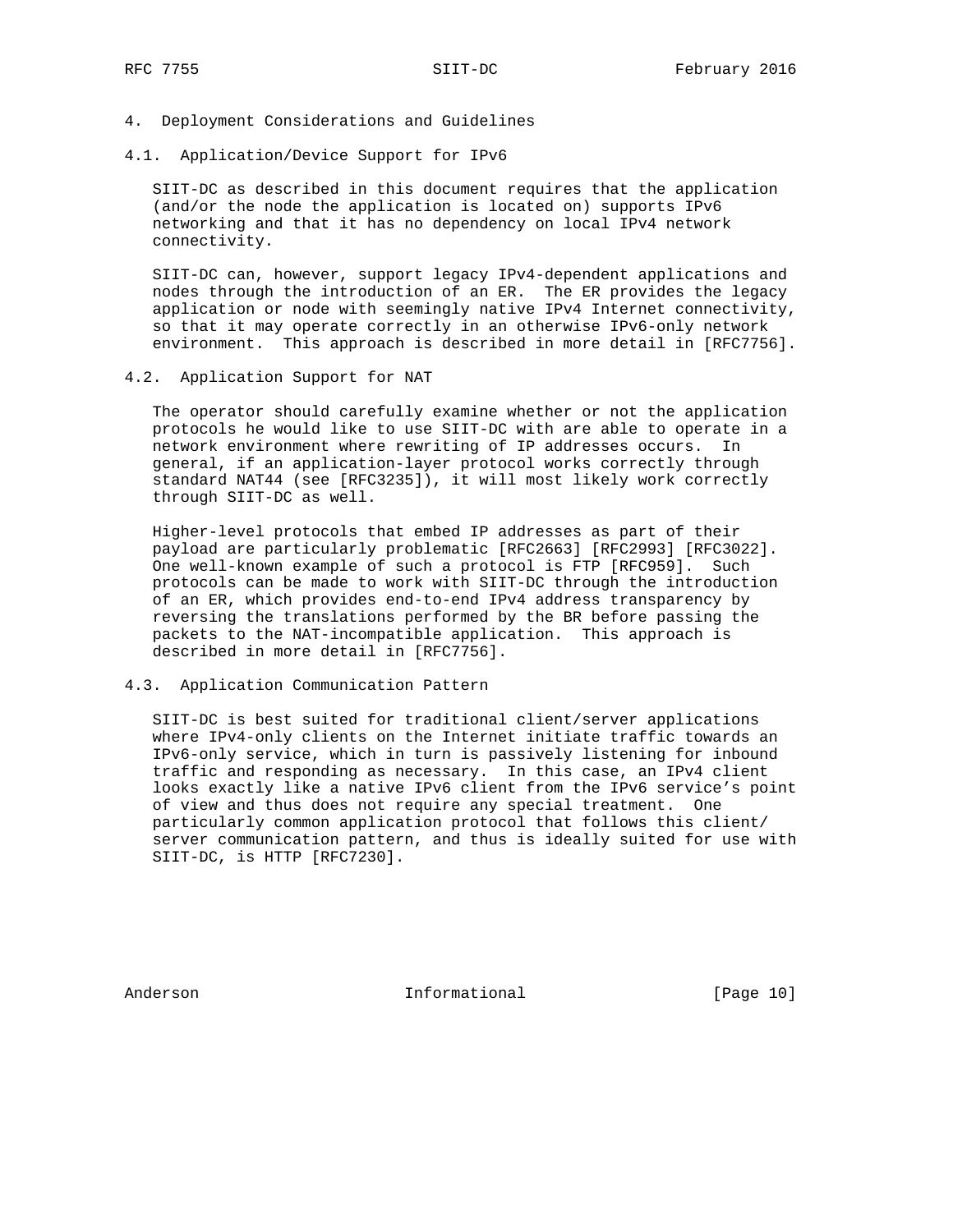## 4. Deployment Considerations and Guidelines

### 4.1. Application/Device Support for IPv6

SIIT-DC as described in this document requires that the application (and/or the node the application is located on) supports IPv6 networking and that it has no dependency on local IPv4 network connectivity.

SIIT-DC can, however, support legacy IPv4-dependent applications and nodes through the introduction of an ER. The ER provides the legacy application or node with seemingly native IPv4 Internet connectivity, so that it may operate correctly in an otherwise IPv6-only network environment. This approach is described in more detail in [RFC7756].

### 4.2. Application Support for NAT

The operator should carefully examine whether or not the application protocols he would like to use SIIT-DC with are able to operate in a network environment where rewriting of IP addresses occurs. In general, if an application-layer protocol works correctly through standard NAT44 (see [RFC3235]), it will most likely work correctly through SIIT-DC as well.

Higher-level protocols that embed IP addresses as part of their payload are particularly problematic [RFC2663] [RFC2993] [RFC3022]. One well-known example of such a protocol is FTP [RFC959]. Such protocols can be made to work with SIIT-DC through the introduction of an ER, which provides end-to-end IPv4 address transparency by reversing the translations performed by the BR before passing the packets to the NAT-incompatible application. This approach is described in more detail in [RFC7756].

### 4.3. Application Communication Pattern

SIIT-DC is best suited for traditional client/server applications where IPv4-only clients on the Internet initiate traffic towards an IPv6-only service, which in turn is passively listening for inbound traffic and responding as necessary. In this case, an IPv4 client looks exactly like a native IPv6 client from the IPv6 service's point of view and thus does not require any special treatment. One particularly common application protocol that follows this client/server communication pattern, and thus is ideally suited for use with SIIT-DC, is HTTP [RFC7230].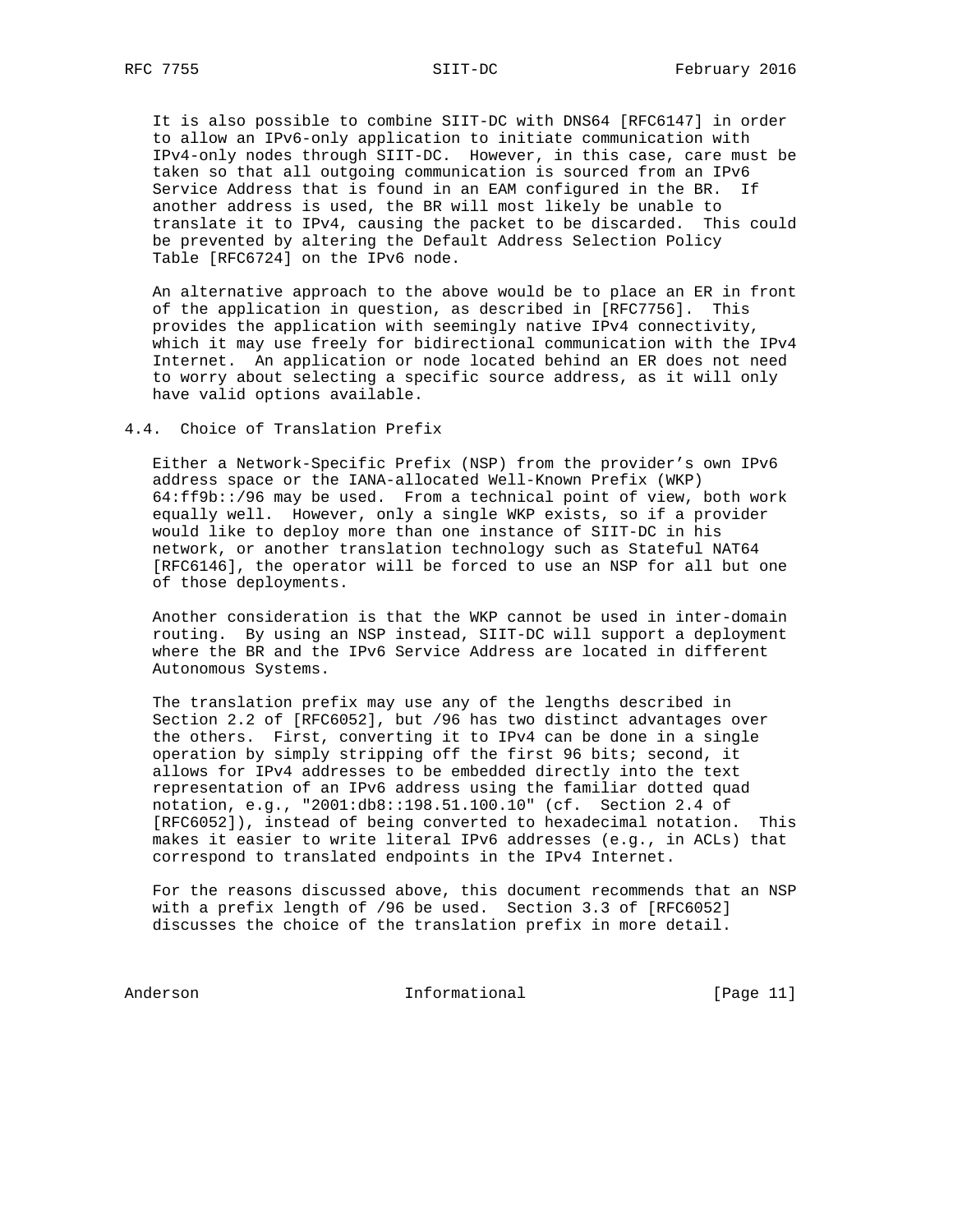It is also possible to combine SIIT-DC with DNS64 [RFC6147] in order to allow an IPv6-only application to initiate communication with IPv4-only nodes through SIIT-DC. However, in this case, care must be taken so that all outgoing communication is sourced from an IPv6 Service Address that is found in an EAM configured in the BR. If another address is used, the BR will most likely be unable to translate it to IPv4, causing the packet to be discarded. This could be prevented by altering the Default Address Selection Policy Table [RFC6724] on the IPv6 node.

An alternative approach to the above would be to place an ER in front of the application in question, as described in [RFC7756]. This provides the application with seemingly native IPv4 connectivity, which it may use freely for bidirectional communication with the IPv4 Internet. An application or node located behind an ER does not need to worry about selecting a specific source address, as it will only have valid options available.

## 4.4. Choice of Translation Prefix

Either a Network-Specific Prefix (NSP) from the provider's own IPv6 address space or the IANA-allocated Well-Known Prefix (WKP) 64:ff9b::/96 may be used. From a technical point of view, both work equally well. However, only a single WKP exists, so if a provider would like to deploy more than one instance of SIIT-DC in his network, or another translation technology such as Stateful NAT64 [RFC6146], the operator will be forced to use an NSP for all but one of those deployments.

Another consideration is that the WKP cannot be used in inter-domain routing. By using an NSP instead, SIIT-DC will support a deployment where the BR and the IPv6 Service Address are located in different Autonomous Systems.

The translation prefix may use any of the lengths described in Section 2.2 of [RFC6052], but /96 has two distinct advantages over the others. First, converting it to IPv4 can be done in a single operation by simply stripping off the first 96 bits; second, it allows for IPv4 addresses to be embedded directly into the text representation of an IPv6 address using the familiar dotted quad notation, e.g., "2001:db8::198.51.100.10" (cf. Section 2.4 of [RFC6052]), instead of being converted to hexadecimal notation. This makes it easier to write literal IPv6 addresses (e.g., in ACLs) that correspond to translated endpoints in the IPv4 Internet.

For the reasons discussed above, this document recommends that an NSP with a prefix length of /96 be used. Section 3.3 of [RFC6052] discusses the choice of the translation prefix in more detail.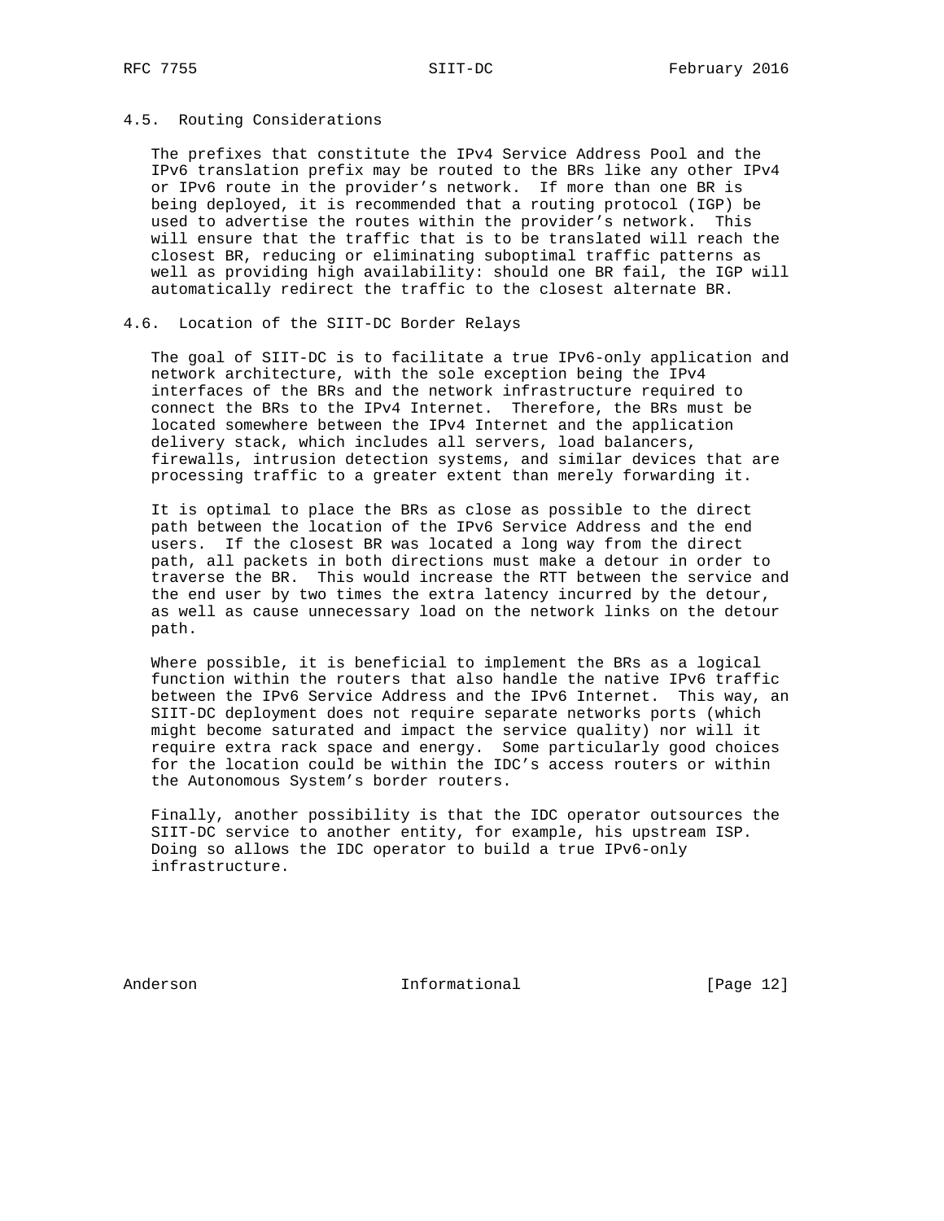### 4.5. Routing Considerations

The prefixes that constitute the IPv4 Service Address Pool and the IPv6 translation prefix may be routed to the BRs like any other IPv4 or IPv6 route in the provider's network. If more than one BR is being deployed, it is recommended that a routing protocol (IGP) be used to advertise the routes within the provider's network. This will ensure that the traffic that is to be translated will reach the closest BR, reducing or eliminating suboptimal traffic patterns as well as providing high availability: should one BR fail, the IGP will automatically redirect the traffic to the closest alternate BR.

### 4.6. Location of the SIIT-DC Border Relays

The goal of SIIT-DC is to facilitate a true IPv6-only application and network architecture, with the sole exception being the IPv4 interfaces of the BRs and the network infrastructure required to connect the BRs to the IPv4 Internet. Therefore, the BRs must be located somewhere between the IPv4 Internet and the application delivery stack, which includes all servers, load balancers, firewalls, intrusion detection systems, and similar devices that are processing traffic to a greater extent than merely forwarding it.

It is optimal to place the BRs as close as possible to the direct path between the location of the IPv6 Service Address and the end users. If the closest BR was located a long way from the direct path, all packets in both directions must make a detour in order to traverse the BR. This would increase the RTT between the service and the end user by two times the extra latency incurred by the detour, as well as cause unnecessary load on the network links on the detour path.

Where possible, it is beneficial to implement the BRs as a logical function within the routers that also handle the native IPv6 traffic between the IPv6 Service Address and the IPv6 Internet. This way, an SIIT-DC deployment does not require separate networks ports (which might become saturated and impact the service quality) nor will it require extra rack space and energy. Some particularly good choices for the location could be within the IDC's access routers or within the Autonomous System's border routers.

Finally, another possibility is that the IDC operator outsources the SIIT-DC service to another entity, for example, his upstream ISP. Doing so allows the IDC operator to build a true IPv6-only infrastructure.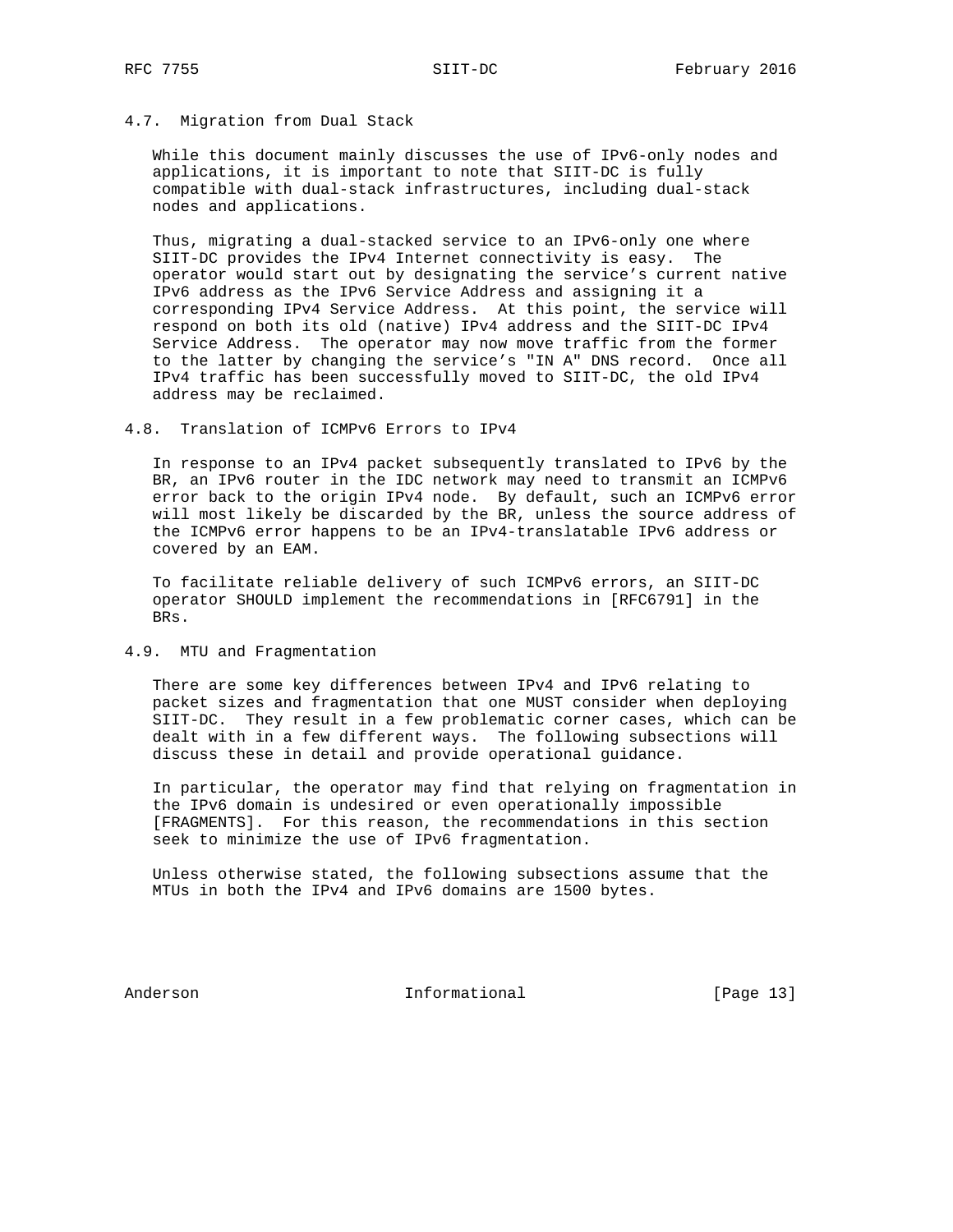### 4.7. Migration from Dual Stack

While this document mainly discusses the use of IPv6-only nodes and applications, it is important to note that SIIT-DC is fully compatible with dual-stack infrastructures, including dual-stack nodes and applications.

Thus, migrating a dual-stacked service to an IPv6-only one where SIIT-DC provides the IPv4 Internet connectivity is easy. The operator would start out by designating the service's current native IPv6 address as the IPv6 Service Address and assigning it a corresponding IPv4 Service Address. At this point, the service will respond on both its old (native) IPv4 address and the SIIT-DC IPv4 Service Address. The operator may now move traffic from the former to the latter by changing the service's "IN A" DNS record. Once all IPv4 traffic has been successfully moved to SIIT-DC, the old IPv4 address may be reclaimed.

### 4.8. Translation of ICMPv6 Errors to IPv4

In response to an IPv4 packet subsequently translated to IPv6 by the BR, an IPv6 router in the IDC network may need to transmit an ICMPv6 error back to the origin IPv4 node. By default, such an ICMPv6 error will most likely be discarded by the BR, unless the source address of the ICMPv6 error happens to be an IPv4-translatable IPv6 address or covered by an EAM.

To facilitate reliable delivery of such ICMPv6 errors, an SIIT-DC operator SHOULD implement the recommendations in [RFC6791] in the BRs.

### 4.9. MTU and Fragmentation

There are some key differences between IPv4 and IPv6 relating to packet sizes and fragmentation that one MUST consider when deploying SIIT-DC. They result in a few problematic corner cases, which can be dealt with in a few different ways. The following subsections will discuss these in detail and provide operational guidance.

In particular, the operator may find that relying on fragmentation in the IPv6 domain is undesired or even operationally impossible [FRAGMENTS]. For this reason, the recommendations in this section seek to minimize the use of IPv6 fragmentation.

Unless otherwise stated, the following subsections assume that the MTUs in both the IPv4 and IPv6 domains are 1500 bytes.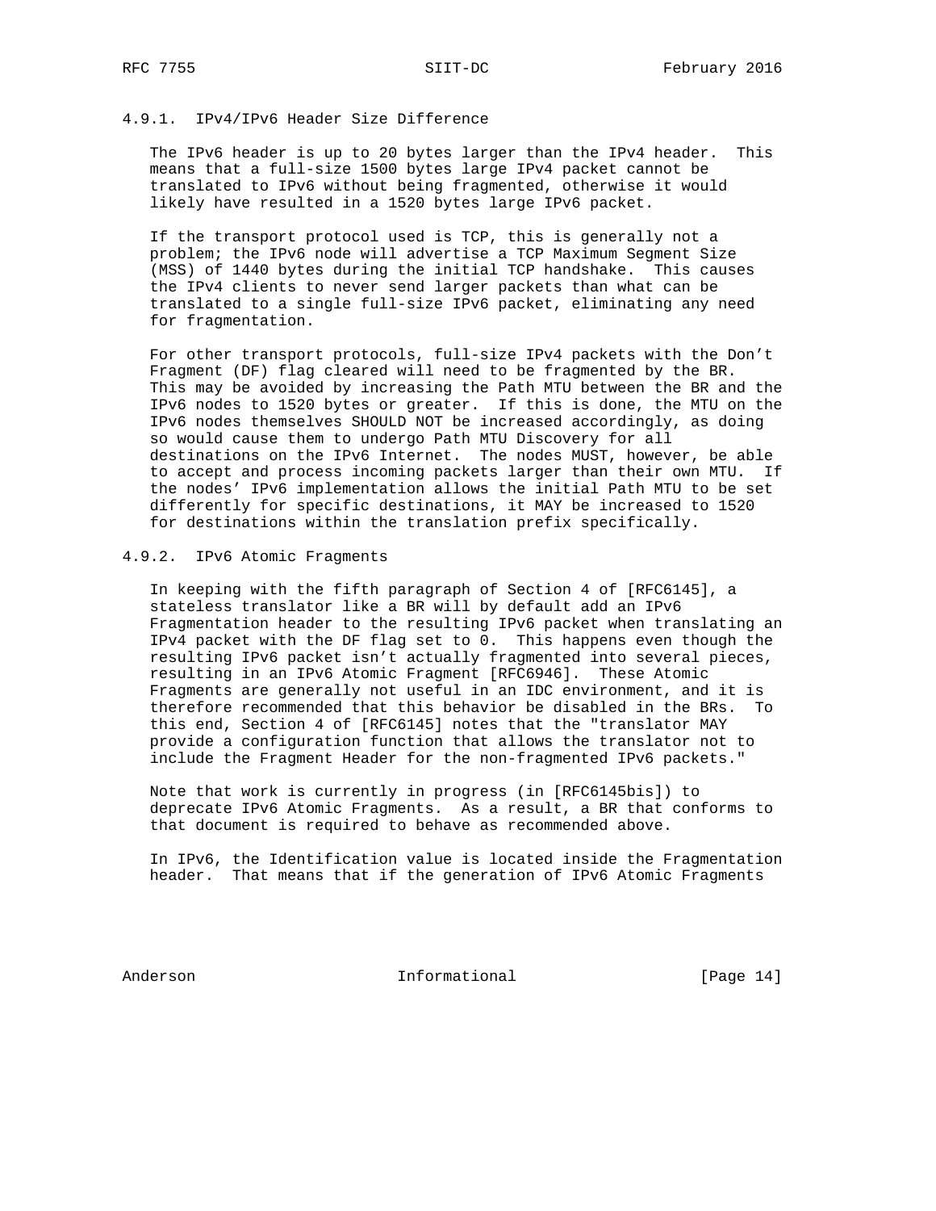#### 4.9.1. IPv4/IPv6 Header Size Difference

The IPv6 header is up to 20 bytes larger than the IPv4 header. This means that a full-size 1500 bytes large IPv4 packet cannot be translated to IPv6 without being fragmented, otherwise it would likely have resulted in a 1520 bytes large IPv6 packet.

If the transport protocol used is TCP, this is generally not a problem; the IPv6 node will advertise a TCP Maximum Segment Size (MSS) of 1440 bytes during the initial TCP handshake. This causes the IPv4 clients to never send larger packets than what can be translated to a single full-size IPv6 packet, eliminating any need for fragmentation.

For other transport protocols, full-size IPv4 packets with the Don't Fragment (DF) flag cleared will need to be fragmented by the BR. This may be avoided by increasing the Path MTU between the BR and the IPv6 nodes to 1520 bytes or greater. If this is done, the MTU on the IPv6 nodes themselves SHOULD NOT be increased accordingly, as doing so would cause them to undergo Path MTU Discovery for all destinations on the IPv6 Internet. The nodes MUST, however, be able to accept and process incoming packets larger than their own MTU. If the nodes' IPv6 implementation allows the initial Path MTU to be set differently for specific destinations, it MAY be increased to 1520 for destinations within the translation prefix specifically.

#### 4.9.2. IPv6 Atomic Fragments

In keeping with the fifth paragraph of Section 4 of [RFC6145], a stateless translator like a BR will by default add an IPv6 Fragmentation header to the resulting IPv6 packet when translating an IPv4 packet with the DF flag set to 0. This happens even though the resulting IPv6 packet isn't actually fragmented into several pieces, resulting in an IPv6 Atomic Fragment [RFC6946]. These Atomic Fragments are generally not useful in an IDC environment, and it is therefore recommended that this behavior be disabled in the BRs. To this end, Section 4 of [RFC6145] notes that the "translator MAY provide a configuration function that allows the translator not to include the Fragment Header for the non-fragmented IPv6 packets."

Note that work is currently in progress (in [RFC6145bis]) to deprecate IPv6 Atomic Fragments. As a result, a BR that conforms to that document is required to behave as recommended above.

In IPv6, the Identification value is located inside the Fragmentation header. That means that if the generation of IPv6 Atomic Fragments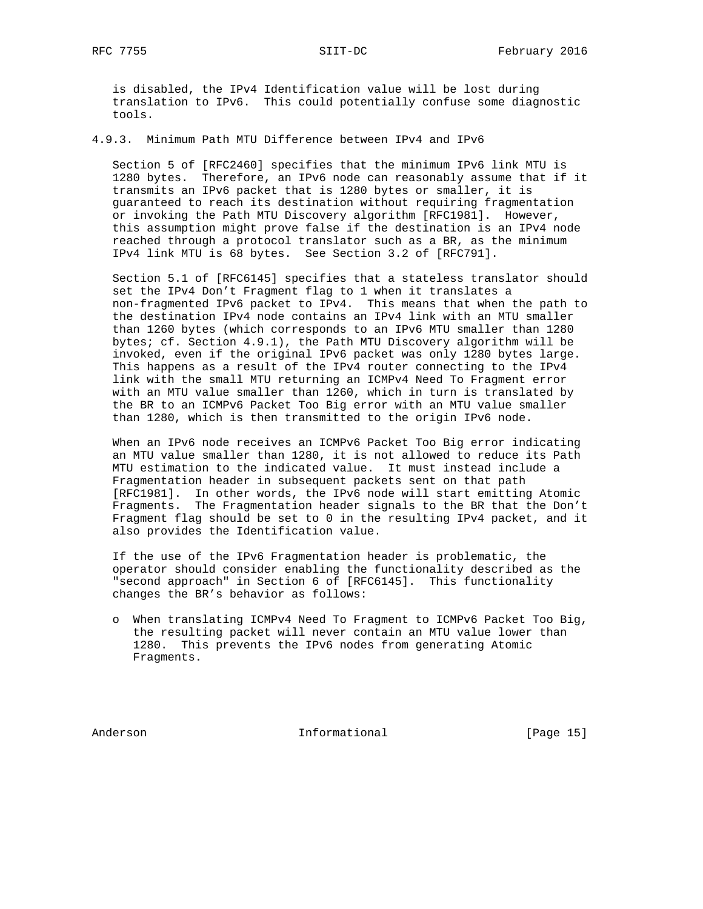is disabled, the IPv4 Identification value will be lost during translation to IPv6. This could potentially confuse some diagnostic tools.

### 4.9.3. Minimum Path MTU Difference between IPv4 and IPv6

Section 5 of [RFC2460] specifies that the minimum IPv6 link MTU is 1280 bytes. Therefore, an IPv6 node can reasonably assume that if it transmits an IPv6 packet that is 1280 bytes or smaller, it is guaranteed to reach its destination without requiring fragmentation or invoking the Path MTU Discovery algorithm [RFC1981]. However, this assumption might prove false if the destination is an IPv4 node reached through a protocol translator such as a BR, as the minimum IPv4 link MTU is 68 bytes. See Section 3.2 of [RFC791].

Section 5.1 of [RFC6145] specifies that a stateless translator should set the IPv4 Don't Fragment flag to 1 when it translates a non-fragmented IPv6 packet to IPv4. This means that when the path to the destination IPv4 node contains an IPv4 link with an MTU smaller than 1260 bytes (which corresponds to an IPv6 MTU smaller than 1280 bytes; cf. Section 4.9.1), the Path MTU Discovery algorithm will be invoked, even if the original IPv6 packet was only 1280 bytes large. This happens as a result of the IPv4 router connecting to the IPv4 link with the small MTU returning an ICMPv4 Need To Fragment error with an MTU value smaller than 1260, which in turn is translated by the BR to an ICMPv6 Packet Too Big error with an MTU value smaller than 1280, which is then transmitted to the origin IPv6 node.

When an IPv6 node receives an ICMPv6 Packet Too Big error indicating an MTU value smaller than 1280, it is not allowed to reduce its Path MTU estimation to the indicated value. It must instead include a Fragmentation header in subsequent packets sent on that path [RFC1981]. In other words, the IPv6 node will start emitting Atomic Fragments. The Fragmentation header signals to the BR that the Don't Fragment flag should be set to 0 in the resulting IPv4 packet, and it also provides the Identification value.

If the use of the IPv6 Fragmentation header is problematic, the operator should consider enabling the functionality described as the "second approach" in Section 6 of [RFC6145]. This functionality changes the BR's behavior as follows:

- When translating ICMPv4 Need To Fragment to ICMPv6 Packet Too Big, the resulting packet will never contain an MTU value lower than 1280. This prevents the IPv6 nodes from generating Atomic Fragments.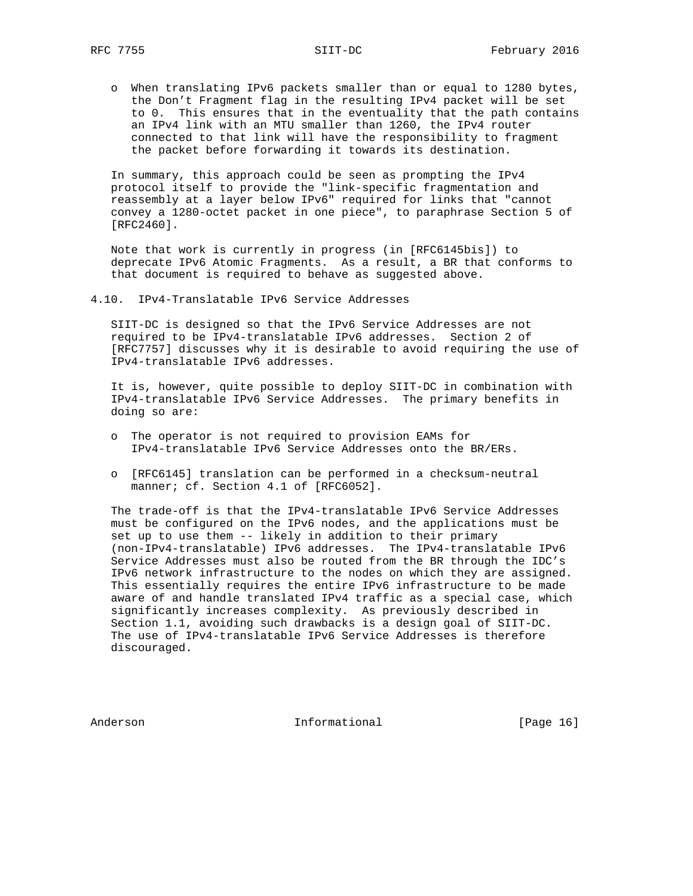- When translating IPv6 packets smaller than or equal to 1280 bytes, the Don't Fragment flag in the resulting IPv4 packet will be set to 0. This ensures that in the eventuality that the path contains an IPv4 link with an MTU smaller than 1260, the IPv4 router connected to that link will have the responsibility to fragment the packet before forwarding it towards its destination.

In summary, this approach could be seen as prompting the IPv4 protocol itself to provide the "link-specific fragmentation and reassembly at a layer below IPv6" required for links that "cannot convey a 1280-octet packet in one piece", to paraphrase Section 5 of [RFC2460].

Note that work is currently in progress (in [RFC6145bis]) to deprecate IPv6 Atomic Fragments. As a result, a BR that conforms to that document is required to behave as suggested above.

## 4.10. IPv4-Translatable IPv6 Service Addresses

SIIT-DC is designed so that the IPv6 Service Addresses are not required to be IPv4-translatable IPv6 addresses. Section 2 of [RFC7757] discusses why it is desirable to avoid requiring the use of IPv4-translatable IPv6 addresses.

It is, however, quite possible to deploy SIIT-DC in combination with IPv4-translatable IPv6 Service Addresses. The primary benefits in doing so are:

- The operator is not required to provision EAMs for IPv4-translatable IPv6 Service Addresses onto the BR/ERs.

- [RFC6145] translation can be performed in a checksum-neutral manner; cf. Section 4.1 of [RFC6052].

The trade-off is that the IPv4-translatable IPv6 Service Addresses must be configured on the IPv6 nodes, and the applications must be set up to use them -- likely in addition to their primary (non-IPv4-translatable) IPv6 addresses. The IPv4-translatable IPv6 Service Addresses must also be routed from the BR through the IDC's IPv6 network infrastructure to the nodes on which they are assigned. This essentially requires the entire IPv6 infrastructure to be made aware of and handle translated IPv4 traffic as a special case, which significantly increases complexity. As previously described in Section 1.1, avoiding such drawbacks is a design goal of SIIT-DC. The use of IPv4-translatable IPv6 Service Addresses is therefore discouraged.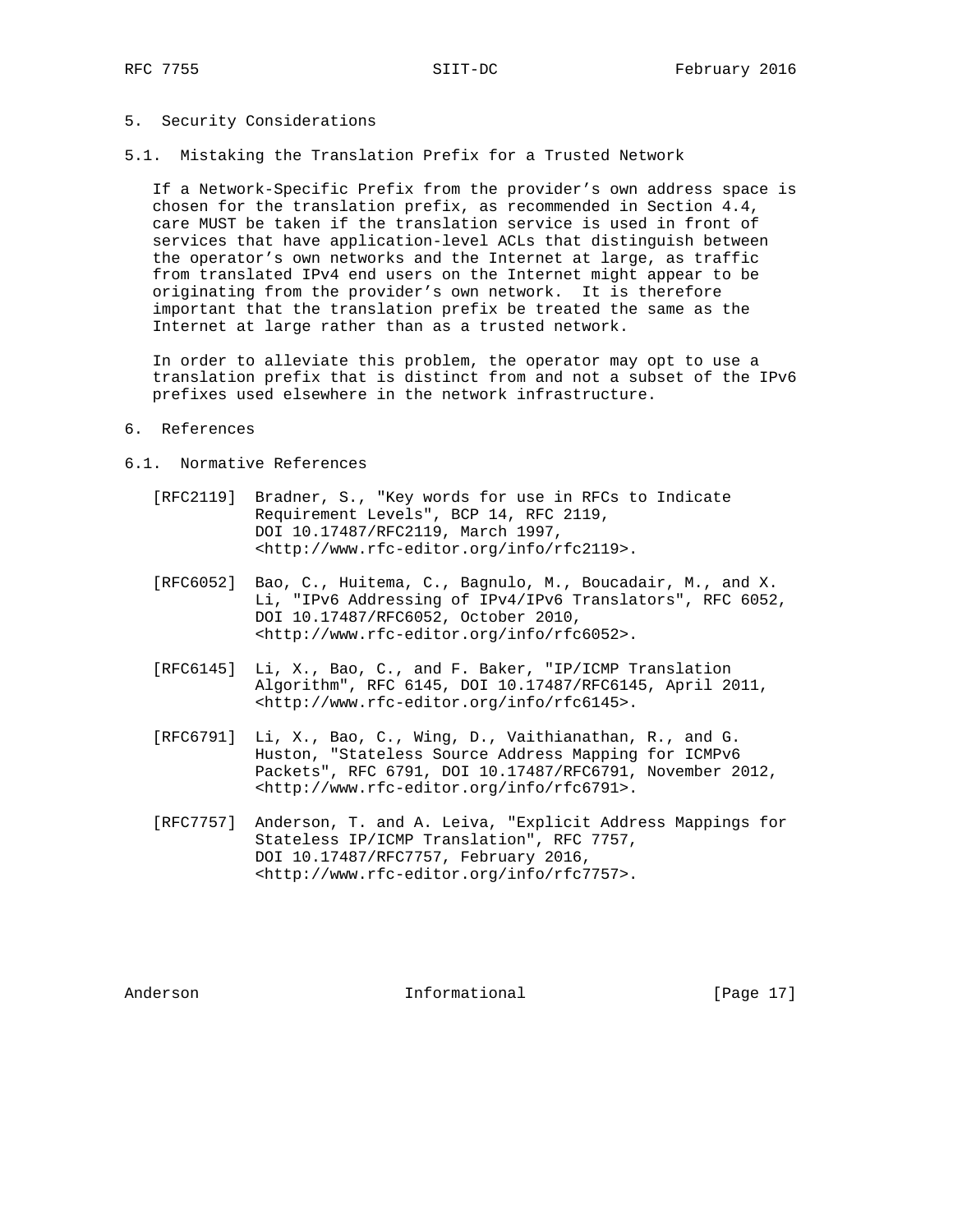## 5. Security Considerations

### 5.1. Mistaking the Translation Prefix for a Trusted Network

If a Network-Specific Prefix from the provider's own address space is chosen for the translation prefix, as recommended in Section 4.4, care MUST be taken if the translation service is used in front of services that have application-level ACLs that distinguish between the operator's own networks and the Internet at large, as traffic from translated IPv4 end users on the Internet might appear to be originating from the provider's own network. It is therefore important that the translation prefix be treated the same as the Internet at large rather than as a trusted network.

In order to alleviate this problem, the operator may opt to use a translation prefix that is distinct from and not a subset of the IPv6 prefixes used elsewhere in the network infrastructure.

## 6. References

### 6.1. Normative References

[RFC2119] Bradner, S., "Key words for use in RFCs to Indicate Requirement Levels", BCP 14, RFC 2119, DOI 10.17487/RFC2119, March 1997, <http://www.rfc-editor.org/info/rfc2119>.

[RFC6052] Bao, C., Huitema, C., Bagnulo, M., Boucadair, M., and X. Li, "IPv6 Addressing of IPv4/IPv6 Translators", RFC 6052, DOI 10.17487/RFC6052, October 2010, <http://www.rfc-editor.org/info/rfc6052>.

[RFC6145] Li, X., Bao, C., and F. Baker, "IP/ICMP Translation Algorithm", RFC 6145, DOI 10.17487/RFC6145, April 2011, <http://www.rfc-editor.org/info/rfc6145>.

[RFC6791] Li, X., Bao, C., Wing, D., Vaithianathan, R., and G. Huston, "Stateless Source Address Mapping for ICMPv6 Packets", RFC 6791, DOI 10.17487/RFC6791, November 2012, <http://www.rfc-editor.org/info/rfc6791>.

[RFC7757] Anderson, T. and A. Leiva, "Explicit Address Mappings for Stateless IP/ICMP Translation", RFC 7757, DOI 10.17487/RFC7757, February 2016, <http://www.rfc-editor.org/info/rfc7757>.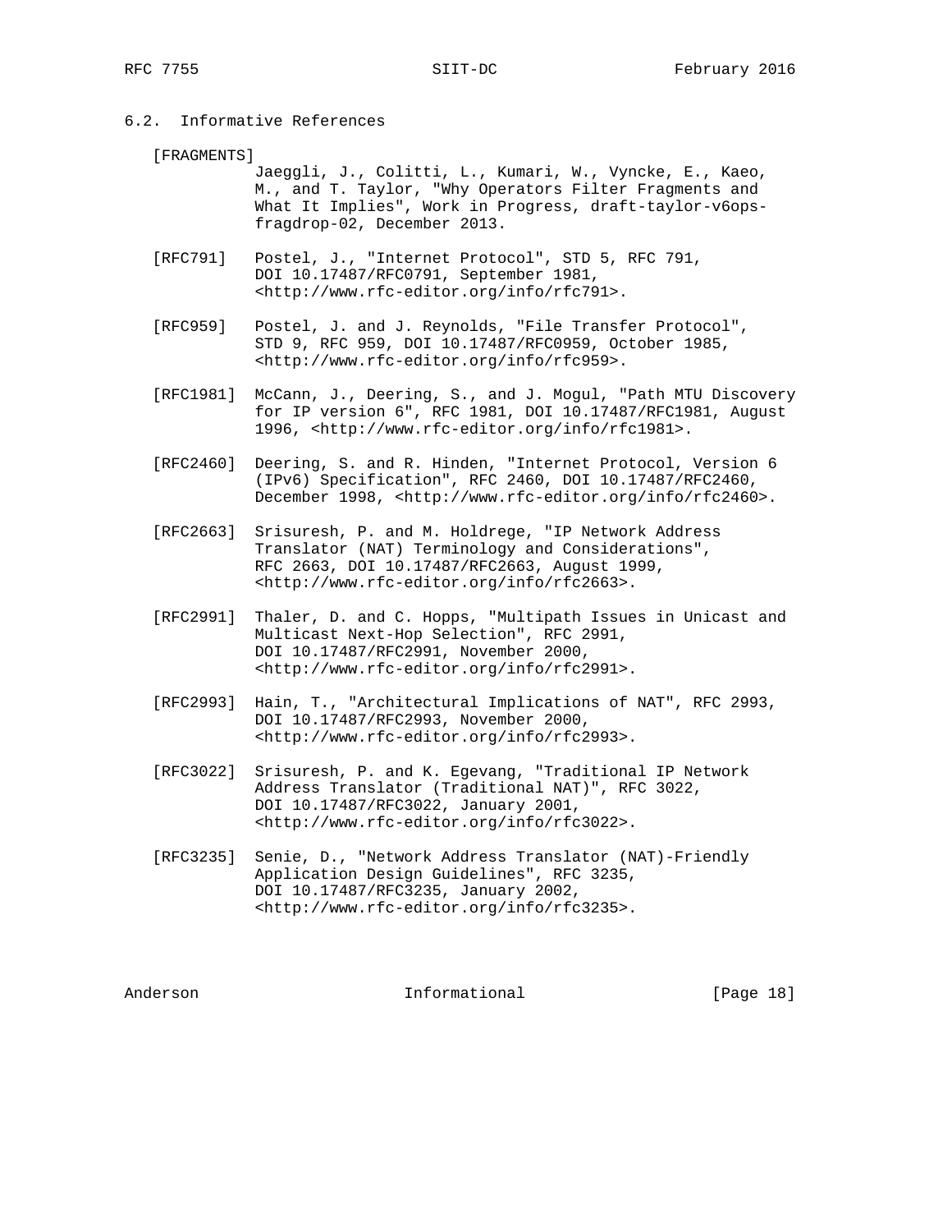## 6.2. Informative References

[FRAGMENTS]
Jaeggli, J., Colitti, L., Kumari, W., Vyncke, E., Kaeo, M., and T. Taylor, "Why Operators Filter Fragments and What It Implies", Work in Progress, draft-taylor-v6ops-fragdrop-02, December 2013.

[RFC791] Postel, J., "Internet Protocol", STD 5, RFC 791, DOI 10.17487/RFC0791, September 1981, <http://www.rfc-editor.org/info/rfc791>.

[RFC959] Postel, J. and J. Reynolds, "File Transfer Protocol", STD 9, RFC 959, DOI 10.17487/RFC0959, October 1985, <http://www.rfc-editor.org/info/rfc959>.

[RFC1981] McCann, J., Deering, S., and J. Mogul, "Path MTU Discovery for IP version 6", RFC 1981, DOI 10.17487/RFC1981, August 1996, <http://www.rfc-editor.org/info/rfc1981>.

[RFC2460] Deering, S. and R. Hinden, "Internet Protocol, Version 6 (IPv6) Specification", RFC 2460, DOI 10.17487/RFC2460, December 1998, <http://www.rfc-editor.org/info/rfc2460>.

[RFC2663] Srisuresh, P. and M. Holdrege, "IP Network Address Translator (NAT) Terminology and Considerations", RFC 2663, DOI 10.17487/RFC2663, August 1999, <http://www.rfc-editor.org/info/rfc2663>.

[RFC2991] Thaler, D. and C. Hopps, "Multipath Issues in Unicast and Multicast Next-Hop Selection", RFC 2991, DOI 10.17487/RFC2991, November 2000, <http://www.rfc-editor.org/info/rfc2991>.

[RFC2993] Hain, T., "Architectural Implications of NAT", RFC 2993, DOI 10.17487/RFC2993, November 2000, <http://www.rfc-editor.org/info/rfc2993>.

[RFC3022] Srisuresh, P. and K. Egevang, "Traditional IP Network Address Translator (Traditional NAT)", RFC 3022, DOI 10.17487/RFC3022, January 2001, <http://www.rfc-editor.org/info/rfc3022>.

[RFC3235] Senie, D., "Network Address Translator (NAT)-Friendly Application Design Guidelines", RFC 3235, DOI 10.17487/RFC3235, January 2002, <http://www.rfc-editor.org/info/rfc3235>.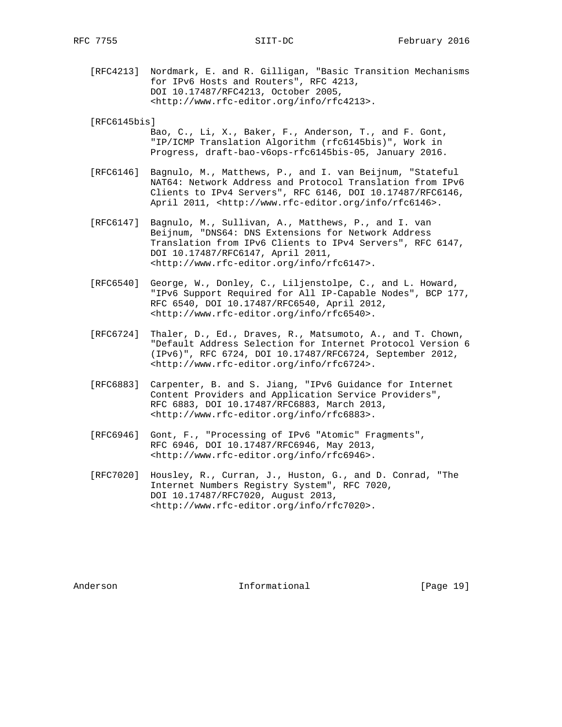[RFC4213] Nordmark, E. and R. Gilligan, "Basic Transition Mechanisms for IPv6 Hosts and Routers", RFC 4213, DOI 10.17487/RFC4213, October 2005, <http://www.rfc-editor.org/info/rfc4213>.

[RFC6145bis] Bao, C., Li, X., Baker, F., Anderson, T., and F. Gont, "IP/ICMP Translation Algorithm (rfc6145bis)", Work in Progress, draft-bao-v6ops-rfc6145bis-05, January 2016.

[RFC6146] Bagnulo, M., Matthews, P., and I. van Beijnum, "Stateful NAT64: Network Address and Protocol Translation from IPv6 Clients to IPv4 Servers", RFC 6146, DOI 10.17487/RFC6146, April 2011, <http://www.rfc-editor.org/info/rfc6146>.

[RFC6147] Bagnulo, M., Sullivan, A., Matthews, P., and I. van Beijnum, "DNS64: DNS Extensions for Network Address Translation from IPv6 Clients to IPv4 Servers", RFC 6147, DOI 10.17487/RFC6147, April 2011, <http://www.rfc-editor.org/info/rfc6147>.

[RFC6540] George, W., Donley, C., Liljenstolpe, C., and L. Howard, "IPv6 Support Required for All IP-Capable Nodes", BCP 177, RFC 6540, DOI 10.17487/RFC6540, April 2012, <http://www.rfc-editor.org/info/rfc6540>.

[RFC6724] Thaler, D., Ed., Draves, R., Matsumoto, A., and T. Chown, "Default Address Selection for Internet Protocol Version 6 (IPv6)", RFC 6724, DOI 10.17487/RFC6724, September 2012, <http://www.rfc-editor.org/info/rfc6724>.

[RFC6883] Carpenter, B. and S. Jiang, "IPv6 Guidance for Internet Content Providers and Application Service Providers", RFC 6883, DOI 10.17487/RFC6883, March 2013, <http://www.rfc-editor.org/info/rfc6883>.

[RFC6946] Gont, F., "Processing of IPv6 "Atomic" Fragments", RFC 6946, DOI 10.17487/RFC6946, May 2013, <http://www.rfc-editor.org/info/rfc6946>.

[RFC7020] Housley, R., Curran, J., Huston, G., and D. Conrad, "The Internet Numbers Registry System", RFC 7020, DOI 10.17487/RFC7020, August 2013, <http://www.rfc-editor.org/info/rfc7020>.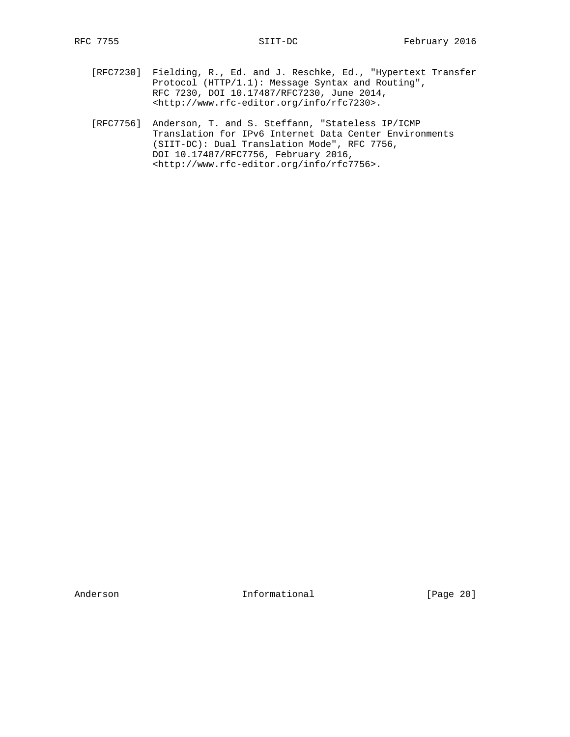[RFC7230] Fielding, R., Ed. and J. Reschke, Ed., "Hypertext Transfer Protocol (HTTP/1.1): Message Syntax and Routing", RFC 7230, DOI 10.17487/RFC7230, June 2014, <http://www.rfc-editor.org/info/rfc7230>.

[RFC7756] Anderson, T. and S. Steffann, "Stateless IP/ICMP Translation for IPv6 Internet Data Center Environments (SIIT-DC): Dual Translation Mode", RFC 7756, DOI 10.17487/RFC7756, February 2016, <http://www.rfc-editor.org/info/rfc7756>.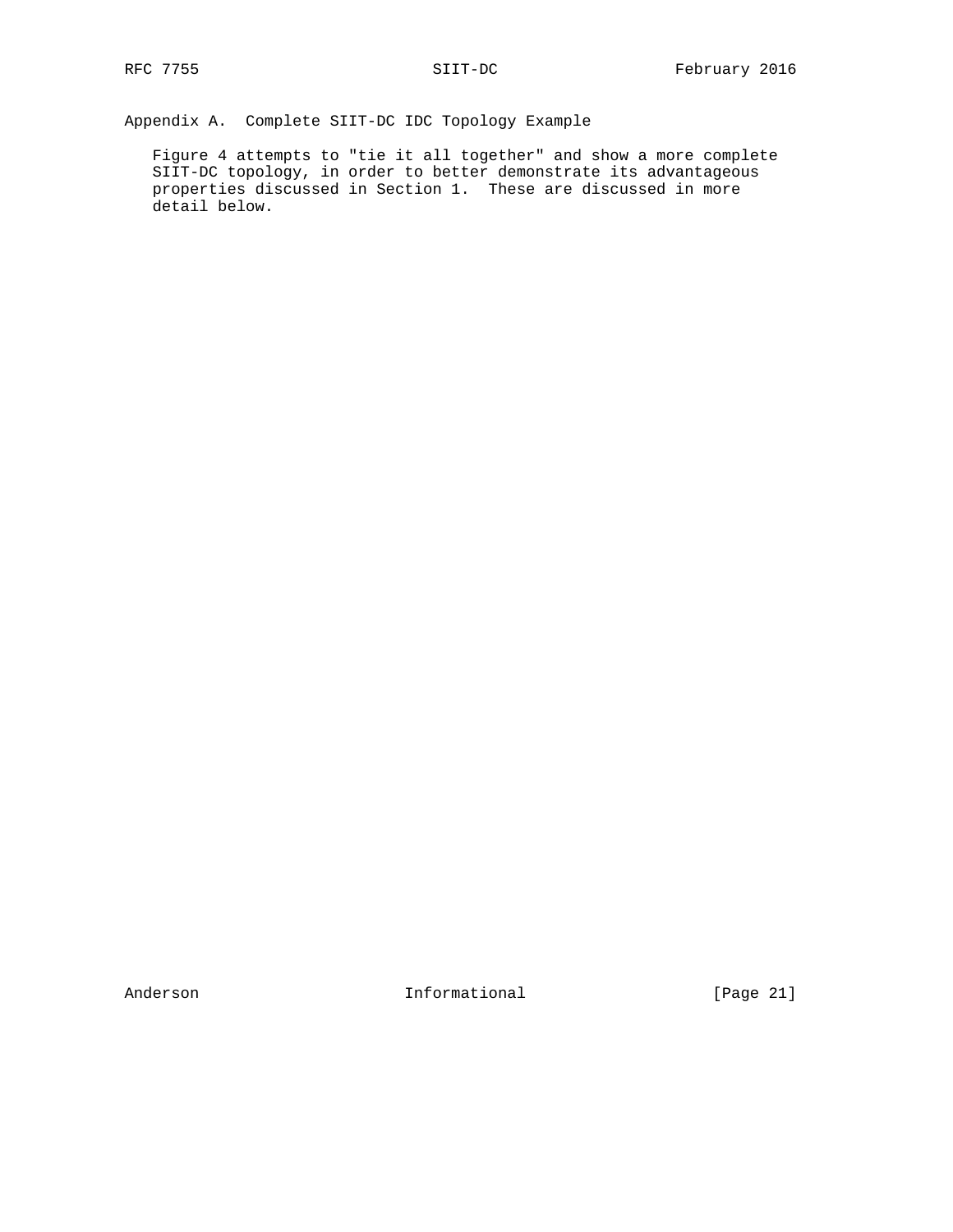## Appendix A. Complete SIIT-DC IDC Topology Example

Figure 4 attempts to "tie it all together" and show a more complete SIIT-DC topology, in order to better demonstrate its advantageous properties discussed in Section 1. These are discussed in more detail below.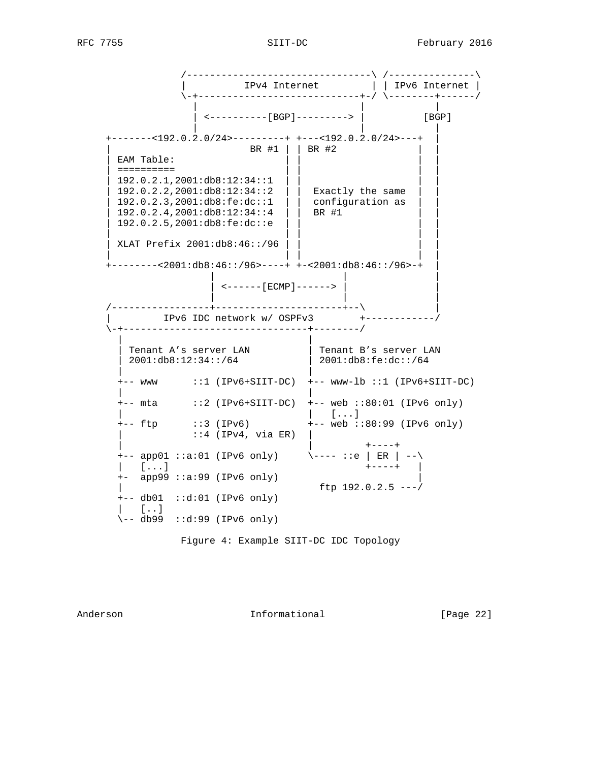```
               /--------------------------------\ /---------------\
               |          IPv4 Internet         | | IPv6 Internet |
               \-+----------------------------+-/ \--------+------/
                 |                            |            |
                 | <----------[BGP]---------> |          [BGP]
                 |                            |            |
       +-------<192.0.2.0/24>---------+ +---<192.0.2.0/24>---+  |
       |                        BR #1 | | BR #2              |  |
       | EAM Table:                   | |                    |  |
       | ==========                   | |                    |  |
       | 192.0.2.1,2001:db8:12:34::1  | |                    |  |
       | 192.0.2.2,2001:db8:12:34::2  | |  Exactly the same  |  |
       | 192.0.2.3,2001:db8:fe:dc::1  | |  configuration as  |  |
       | 192.0.2.4,2001:db8:12:34::4  | |  BR #1             |  |
       | 192.0.2.5,2001:db8:fe:dc::e  | |                    |  |
       |                              | |                    |  |
       | XLAT Prefix 2001:db8:46::/96 | |                    |  |
       |                              | |                    |  |
       +--------<2001:db8:46::/96>----+ +-<2001:db8:46::/96>-+  |
                        |             |                         |
                        | <------[ECMP]------> |                |
                        |             |                         |
       /----------------+----------------------+--\             |
       |         IPv6 IDC network w/ OSPFv3        +------------/
       \-+--------------------------------+--------/
         |                                |
         | Tenant A's server LAN          | Tenant B's server LAN
         | 2001:db8:12:34::/64            | 2001:db8:fe:dc::/64
         |                                |
         +-- www      ::1 (IPv6+SIIT-DC)  +-- www-lb ::1 (IPv6+SIIT-DC)
         |                                |
         +-- mta      ::2 (IPv6+SIIT-DC)  +-- web ::80:01 (IPv6 only)
         |                                |   [...]
         +-- ftp      ::3 (IPv6)          +-- web ::80:99 (IPv6 only)
         |            ::4 (IPv4, via ER)  |
         |                                |         +----+
         +-- app01 ::a:01 (IPv6 only)     \---- ::e | ER | --\
         |   [...]                                  +----+   |
         +-  app99 ::a:99 (IPv6 only)                        |
         |                                  ftp 192.0.2.5 ---/
         +-- db01  ::d:01 (IPv6 only)
         |   [..]
         \-- db99  ::d:99 (IPv6 only)
```

Figure 4: Example SIIT-DC IDC Topology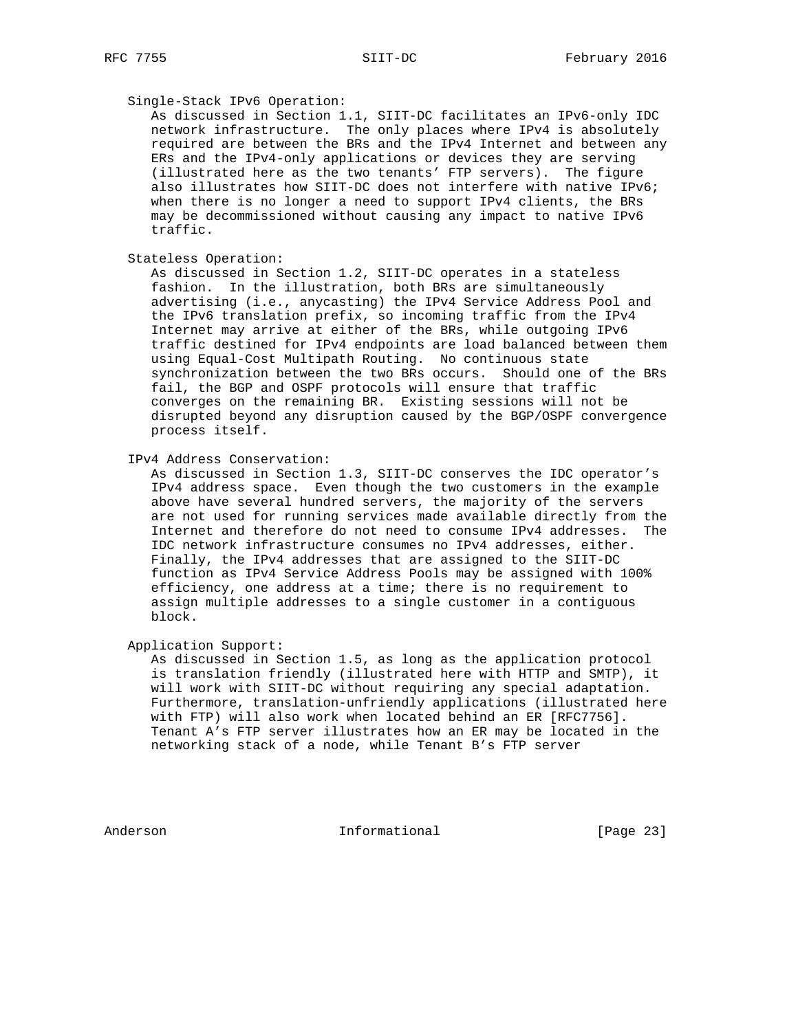Single-Stack IPv6 Operation:
As discussed in Section 1.1, SIIT-DC facilitates an IPv6-only IDC network infrastructure. The only places where IPv4 is absolutely required are between the BRs and the IPv4 Internet and between any ERs and the IPv4-only applications or devices they are serving (illustrated here as the two tenants' FTP servers). The figure also illustrates how SIIT-DC does not interfere with native IPv6; when there is no longer a need to support IPv4 clients, the BRs may be decommissioned without causing any impact to native IPv6 traffic.

Stateless Operation:
As discussed in Section 1.2, SIIT-DC operates in a stateless fashion. In the illustration, both BRs are simultaneously advertising (i.e., anycasting) the IPv4 Service Address Pool and the IPv6 translation prefix, so incoming traffic from the IPv4 Internet may arrive at either of the BRs, while outgoing IPv6 traffic destined for IPv4 endpoints are load balanced between them using Equal-Cost Multipath Routing. No continuous state synchronization between the two BRs occurs. Should one of the BRs fail, the BGP and OSPF protocols will ensure that traffic converges on the remaining BR. Existing sessions will not be disrupted beyond any disruption caused by the BGP/OSPF convergence process itself.

IPv4 Address Conservation:
As discussed in Section 1.3, SIIT-DC conserves the IDC operator's IPv4 address space. Even though the two customers in the example above have several hundred servers, the majority of the servers are not used for running services made available directly from the Internet and therefore do not need to consume IPv4 addresses. The IDC network infrastructure consumes no IPv4 addresses, either. Finally, the IPv4 addresses that are assigned to the SIIT-DC function as IPv4 Service Address Pools may be assigned with 100% efficiency, one address at a time; there is no requirement to assign multiple addresses to a single customer in a contiguous block.

Application Support:
As discussed in Section 1.5, as long as the application protocol is translation friendly (illustrated here with HTTP and SMTP), it will work with SIIT-DC without requiring any special adaptation. Furthermore, translation-unfriendly applications (illustrated here with FTP) will also work when located behind an ER [RFC7756]. Tenant A's FTP server illustrates how an ER may be located in the networking stack of a node, while Tenant B's FTP server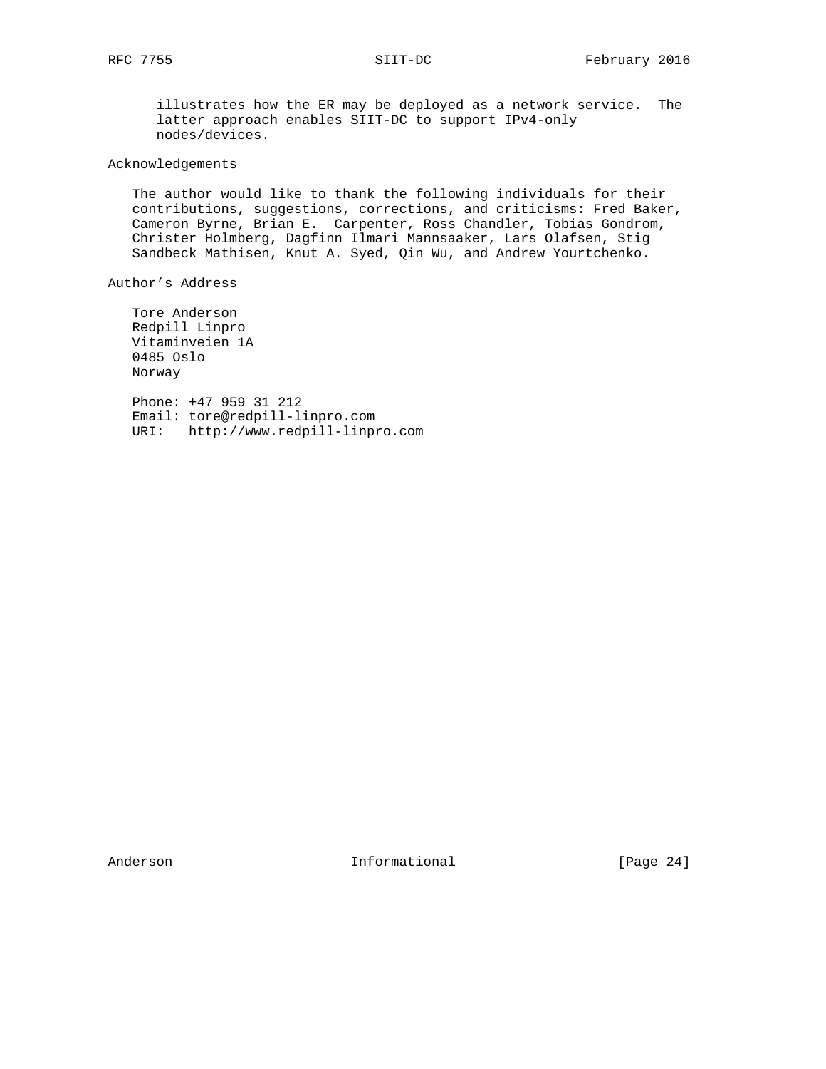illustrates how the ER may be deployed as a network service. The latter approach enables SIIT-DC to support IPv4-only nodes/devices.

## Acknowledgements

The author would like to thank the following individuals for their contributions, suggestions, corrections, and criticisms: Fred Baker, Cameron Byrne, Brian E. Carpenter, Ross Chandler, Tobias Gondrom, Christer Holmberg, Dagfinn Ilmari Mannsaaker, Lars Olafsen, Stig Sandbeck Mathisen, Knut A. Syed, Qin Wu, and Andrew Yourtchenko.

## Author's Address

Tore Anderson
Redpill Linpro
Vitaminveien 1A
0485 Oslo
Norway

Phone: +47 959 31 212
Email: tore@redpill-linpro.com
URI: http://www.redpill-linpro.com